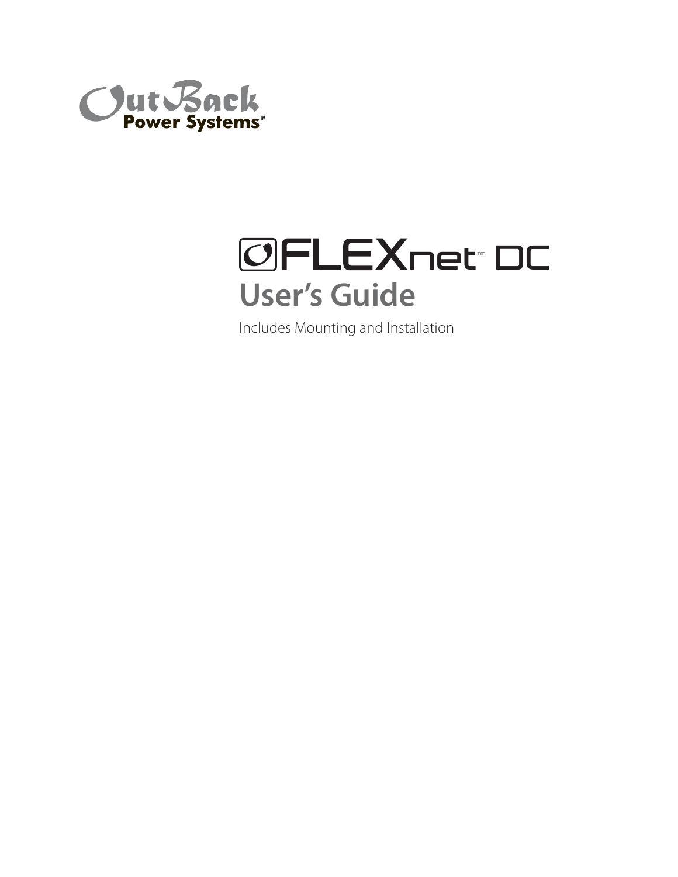OutBack Power Systems™

# FLEXnet™ DC

## User's Guide

Includes Mounting and Installation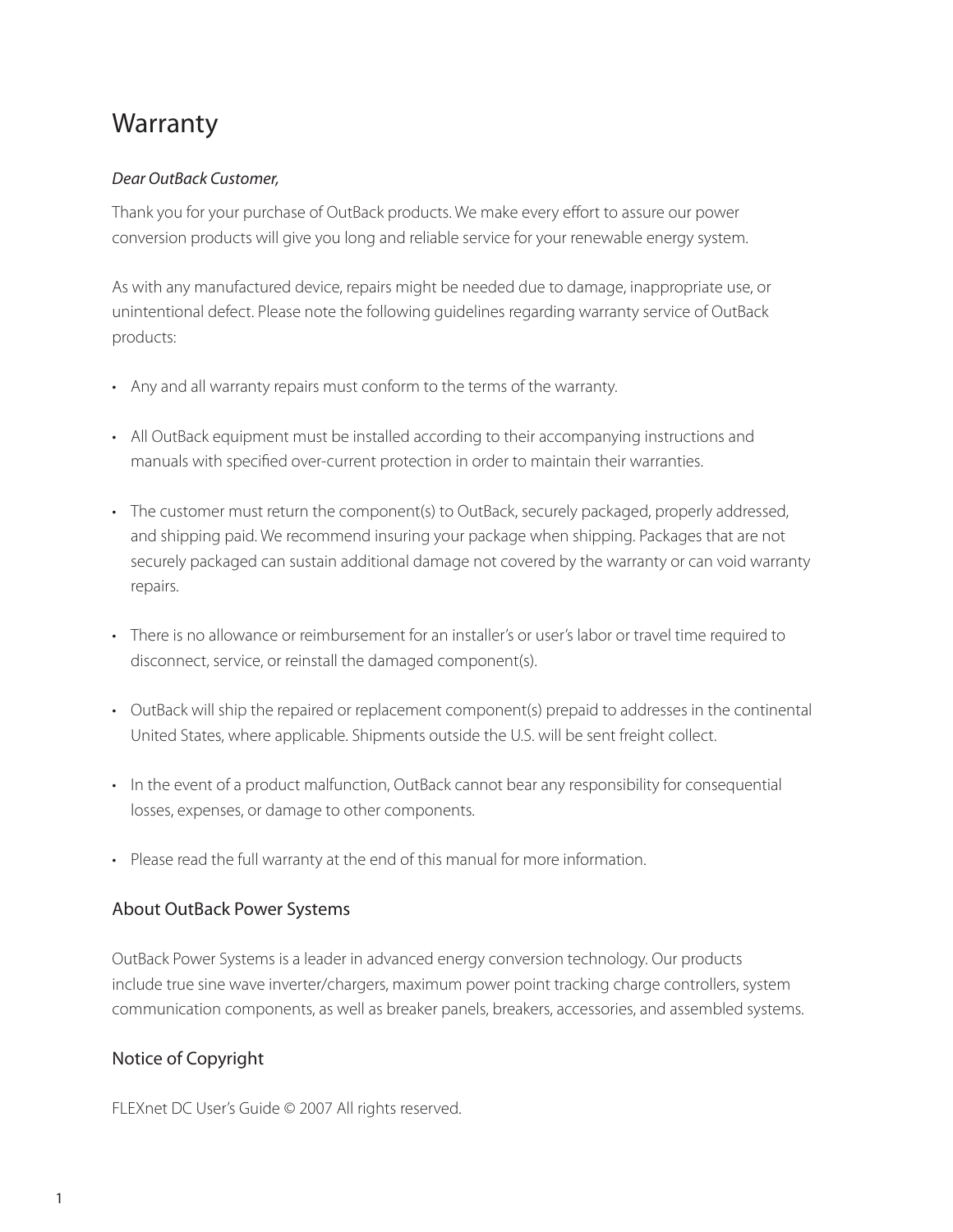# Warranty

*Dear OutBack Customer,*

Thank you for your purchase of OutBack products. We make every effort to assure our power conversion products will give you long and reliable service for your renewable energy system.

As with any manufactured device, repairs might be needed due to damage, inappropriate use, or unintentional defect. Please note the following guidelines regarding warranty service of OutBack products:

- Any and all warranty repairs must conform to the terms of the warranty.
- All OutBack equipment must be installed according to their accompanying instructions and manuals with specified over-current protection in order to maintain their warranties.
- The customer must return the component(s) to OutBack, securely packaged, properly addressed, and shipping paid. We recommend insuring your package when shipping. Packages that are not securely packaged can sustain additional damage not covered by the warranty or can void warranty repairs.
- There is no allowance or reimbursement for an installer's or user's labor or travel time required to disconnect, service, or reinstall the damaged component(s).
- OutBack will ship the repaired or replacement component(s) prepaid to addresses in the continental United States, where applicable. Shipments outside the U.S. will be sent freight collect.
- In the event of a product malfunction, OutBack cannot bear any responsibility for consequential losses, expenses, or damage to other components.
- Please read the full warranty at the end of this manual for more information.

## About OutBack Power Systems

OutBack Power Systems is a leader in advanced energy conversion technology. Our products include true sine wave inverter/chargers, maximum power point tracking charge controllers, system communication components, as well as breaker panels, breakers, accessories, and assembled systems.

## Notice of Copyright

FLEXnet DC User's Guide © 2007 All rights reserved.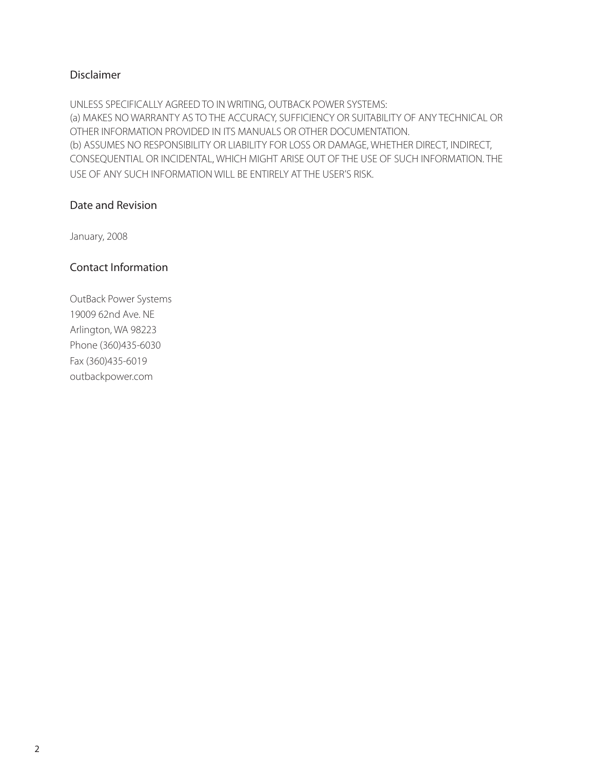## Disclaimer

UNLESS SPECIFICALLY AGREED TO IN WRITING, OUTBACK POWER SYSTEMS:
(a) MAKES NO WARRANTY AS TO THE ACCURACY, SUFFICIENCY OR SUITABILITY OF ANY TECHNICAL OR OTHER INFORMATION PROVIDED IN ITS MANUALS OR OTHER DOCUMENTATION.
(b) ASSUMES NO RESPONSIBILITY OR LIABILITY FOR LOSS OR DAMAGE, WHETHER DIRECT, INDIRECT, CONSEQUENTIAL OR INCIDENTAL, WHICH MIGHT ARISE OUT OF THE USE OF SUCH INFORMATION. THE USE OF ANY SUCH INFORMATION WILL BE ENTIRELY AT THE USER'S RISK.

## Date and Revision

January, 2008

## Contact Information

OutBack Power Systems
19009 62nd Ave. NE
Arlington, WA 98223
Phone (360)435-6030
Fax (360)435-6019
outbackpower.com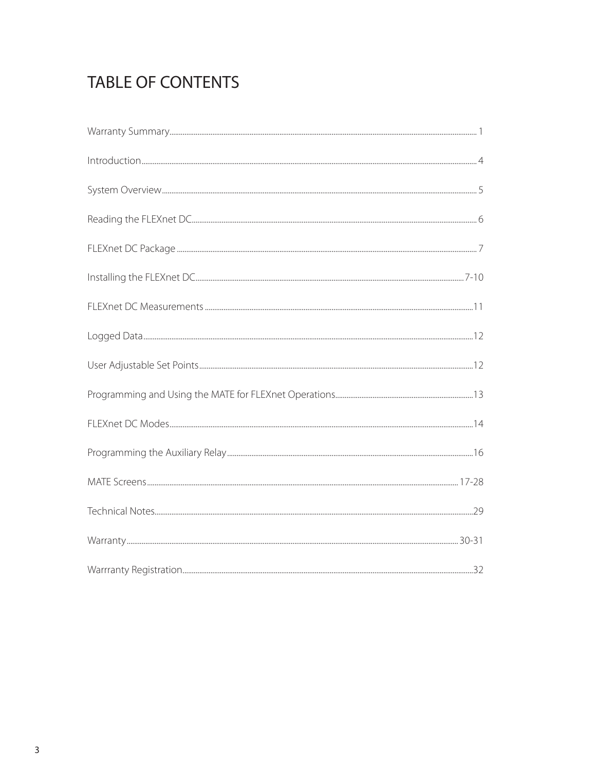# TABLE OF CONTENTS

| | |
|---|---|
| Warranty Summary | 1 |
| Introduction | 4 |
| System Overview | 5 |
| Reading the FLEXnet DC | 6 |
| FLEXnet DC Package | 7 |
| Installing the FLEXnet DC | 7-10 |
| FLEXnet DC Measurements | 11 |
| Logged Data | 12 |
| User Adjustable Set Points | 12 |
| Programming and Using the MATE for FLEXnet Operations | 13 |
| FLEXnet DC Modes | 14 |
| Programming the Auxiliary Relay | 16 |
| MATE Screens | 17-28 |
| Technical Notes | 29 |
| Warranty | 30-31 |
| Warrranty Registration | 32 |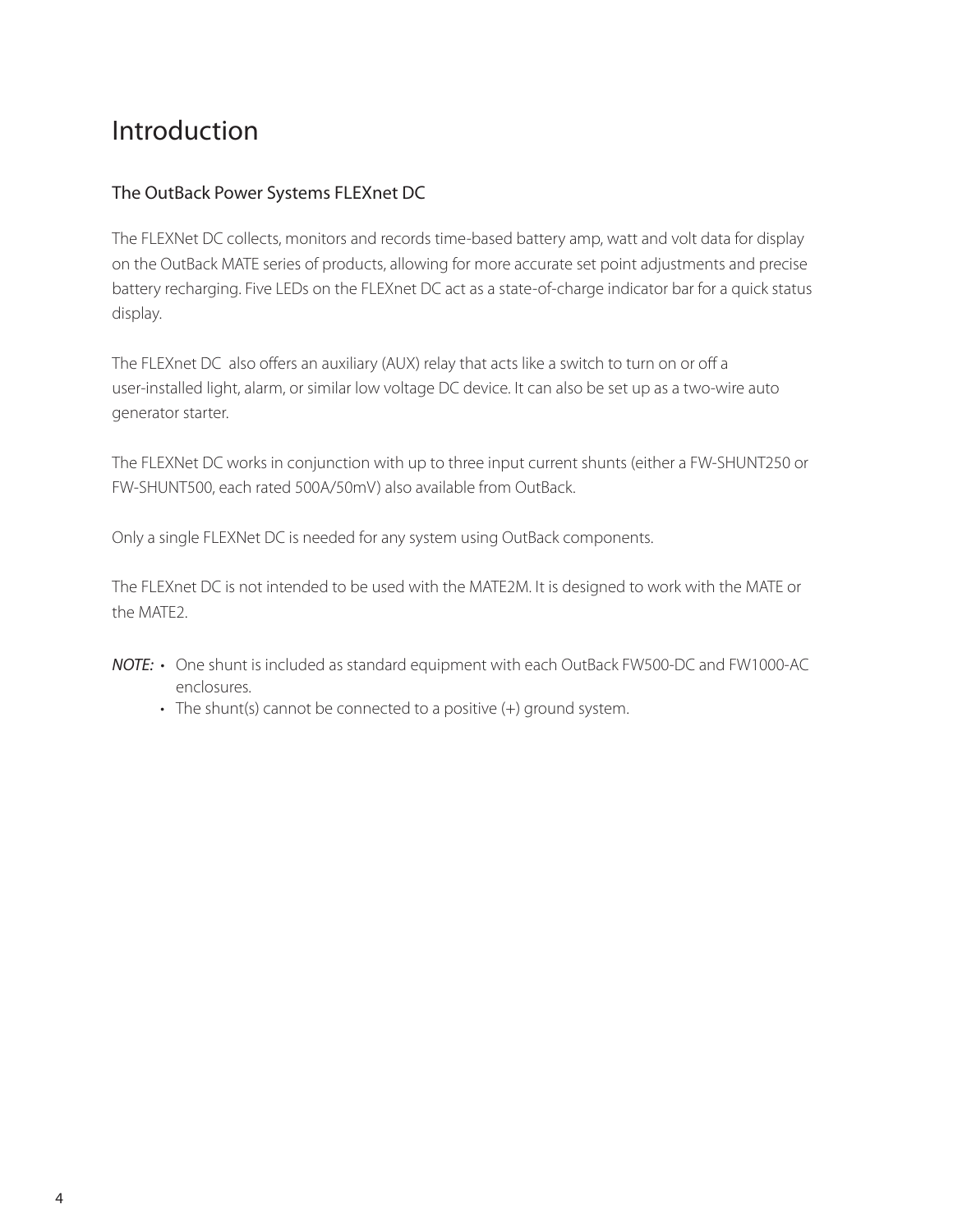# Introduction

## The OutBack Power Systems FLEXnet DC

The FLEXNet DC collects, monitors and records time-based battery amp, watt and volt data for display on the OutBack MATE series of products, allowing for more accurate set point adjustments and precise battery recharging. Five LEDs on the FLEXnet DC act as a state-of-charge indicator bar for a quick status display.

The FLEXnet DC  also offers an auxiliary (AUX) relay that acts like a switch to turn on or off a user-installed light, alarm, or similar low voltage DC device. It can also be set up as a two-wire auto generator starter.

The FLEXNet DC works in conjunction with up to three input current shunts (either a FW-SHUNT250 or FW-SHUNT500, each rated 500A/50mV) also available from OutBack.

Only a single FLEXNet DC is needed for any system using OutBack components.

The FLEXnet DC is not intended to be used with the MATE2M. It is designed to work with the MATE or the MATE2.

*NOTE:*

- One shunt is included as standard equipment with each OutBack FW500-DC and FW1000-AC enclosures.
- The shunt(s) cannot be connected to a positive (+) ground system.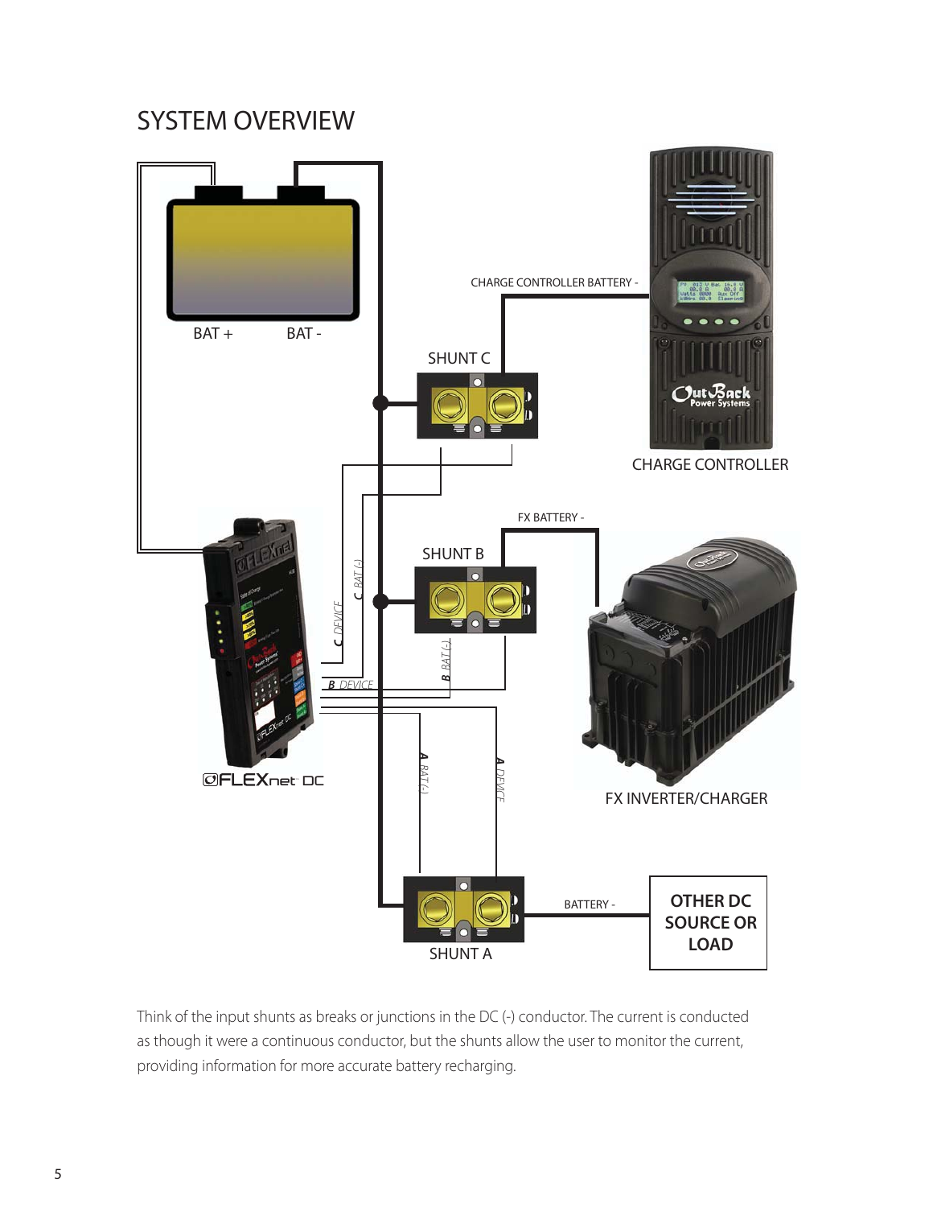# SYSTEM OVERVIEW

Think of the input shunts as breaks or junctions in the DC (-) conductor. The current is conducted as though it were a continuous conductor, but the shunts allow the user to monitor the current, providing information for more accurate battery recharging.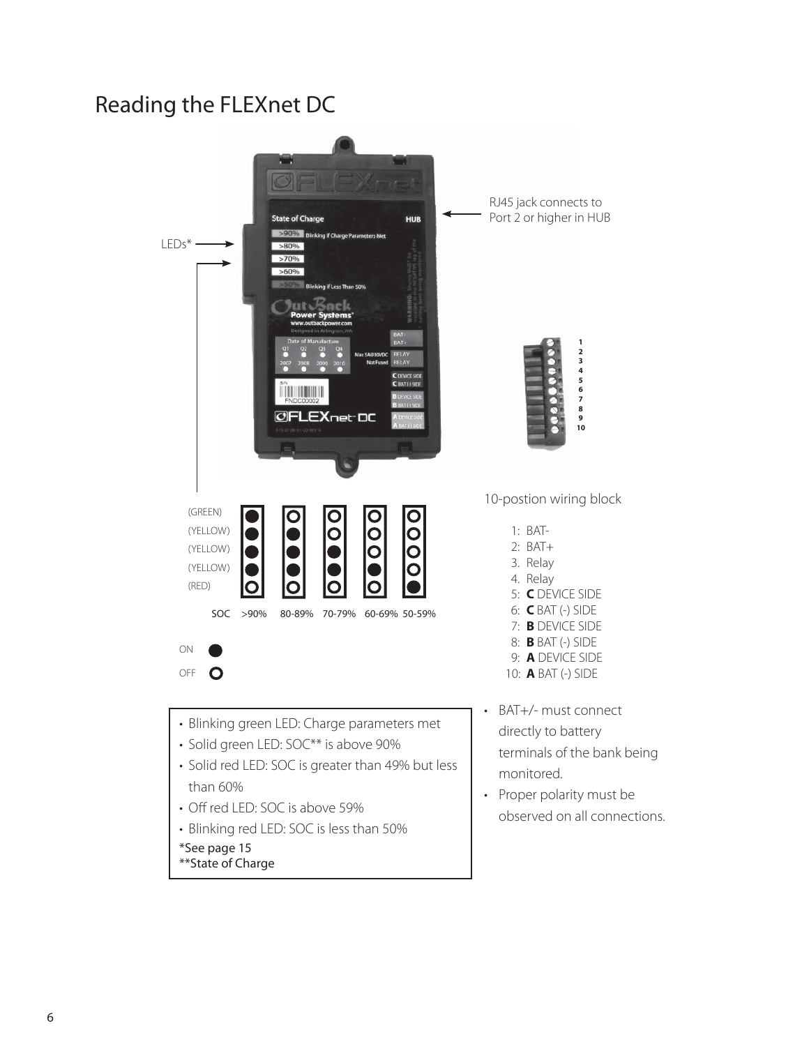# Reading the FLEXnet DC

LEDs*

RJ45 jack connects to Port 2 or higher in HUB

(GREEN)
(YELLOW)
(YELLOW)
(YELLOW)
(RED)

SOC >90% 80-89% 70-79% 60-69% 50-59%

ON
OFF

10-postion wiring block

1: BAT-
2: BAT+
3. Relay
4. Relay
5: **C** DEVICE SIDE
6: **C** BAT (-) SIDE
7: **B** DEVICE SIDE
8: **B** BAT (-) SIDE
9: **A** DEVICE SIDE
10: **A** BAT (-) SIDE

- Blinking green LED: Charge parameters met
- Solid green LED: SOC** is above 90%
- Solid red LED: SOC is greater than 49% but less than 60%
- Off red LED: SOC is above 59%
- Blinking red LED: SOC is less than 50%

*See page 15
**State of Charge

- BAT+/- must connect directly to battery terminals of the bank being monitored.
- Proper polarity must be observed on all connections.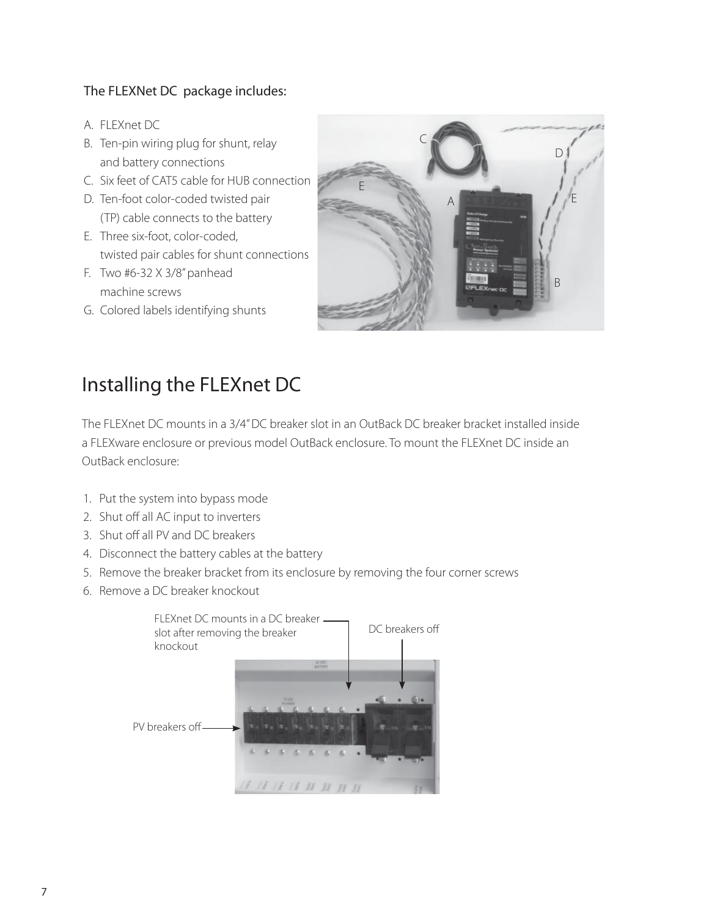The FLEXNet DC package includes:

A. FLEXnet DC
B. Ten-pin wiring plug for shunt, relay and battery connections
C. Six feet of CAT5 cable for HUB connection
D. Ten-foot color-coded twisted pair (TP) cable connects to the battery
E. Three six-foot, color-coded, twisted pair cables for shunt connections
F. Two #6-32 X 3/8" panhead machine screws
G. Colored labels identifying shunts

# Installing the FLEXnet DC

The FLEXnet DC mounts in a 3/4" DC breaker slot in an OutBack DC breaker bracket installed inside a FLEXware enclosure or previous model OutBack enclosure. To mount the FLEXnet DC inside an OutBack enclosure:

1. Put the system into bypass mode
2. Shut off all AC input to inverters
3. Shut off all PV and DC breakers
4. Disconnect the battery cables at the battery
5. Remove the breaker bracket from its enclosure by removing the four corner screws
6. Remove a DC breaker knockout

FLEXnet DC mounts in a DC breaker slot after removing the breaker knockout

DC breakers off

PV breakers off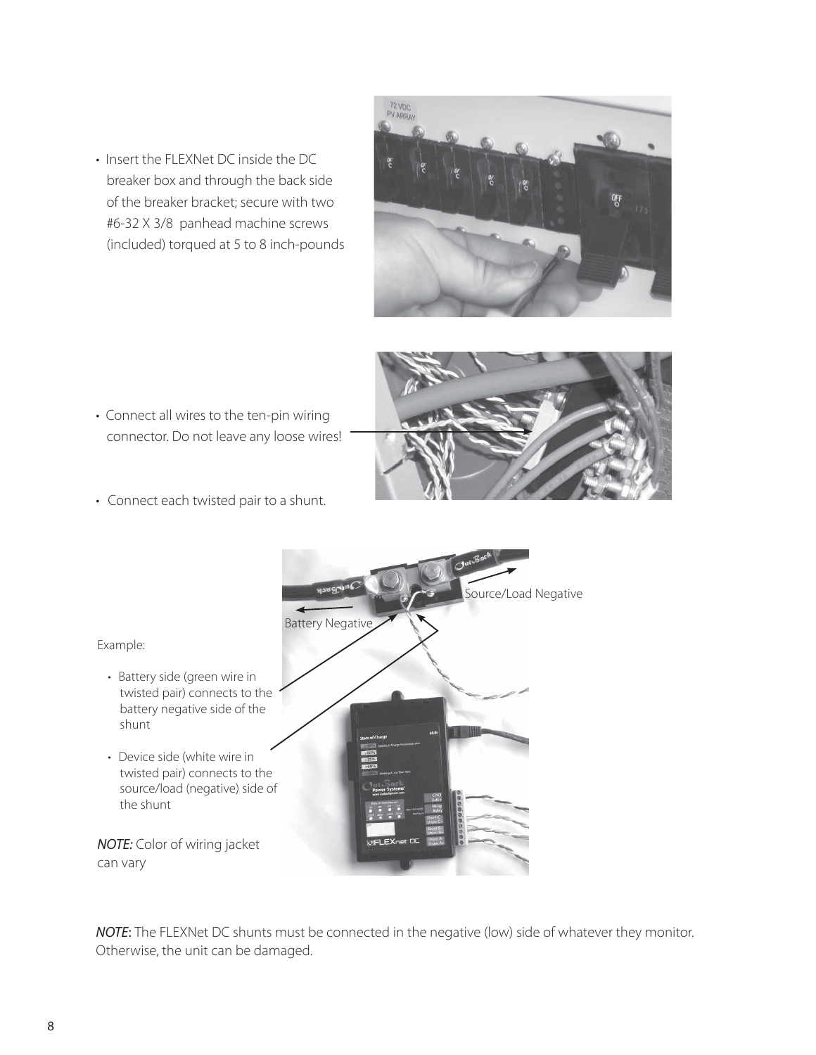- Insert the FLEXNet DC inside the DC breaker box and through the back side of the breaker bracket; secure with two #6-32 X 3/8 panhead machine screws (included) torqued at 5 to 8 inch-pounds

- Connect all wires to the ten-pin wiring connector. Do not leave any loose wires!

- Connect each twisted pair to a shunt.

Source/Load Negative

Battery Negative

Example:

- Battery side (green wire in twisted pair) connects to the battery negative side of the shunt

- Device side (white wire in twisted pair) connects to the source/load (negative) side of the shunt

*NOTE:* Color of wiring jacket can vary

***NOTE*:** The FLEXNet DC shunts must be connected in the negative (low) side of whatever they monitor. Otherwise, the unit can be damaged.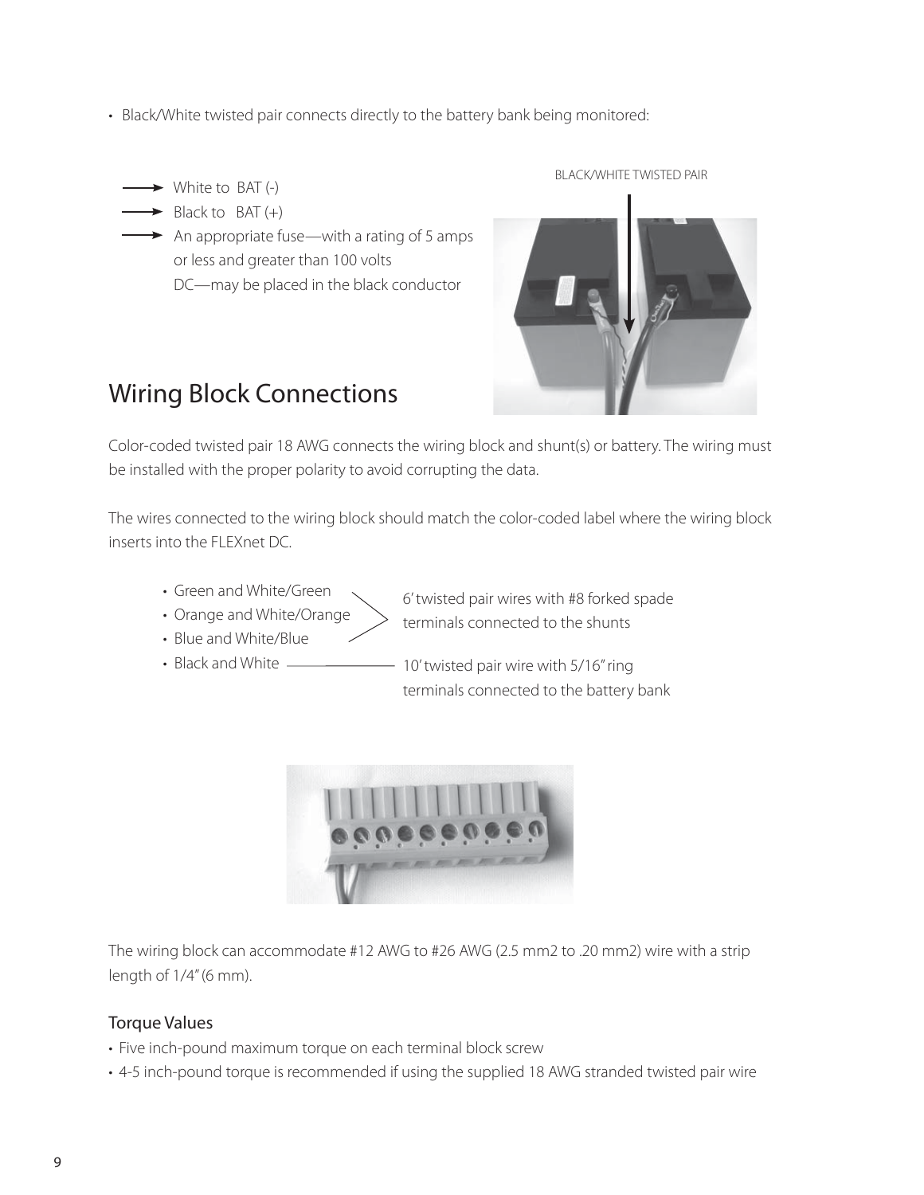- Black/White twisted pair connects directly to the battery bank being monitored:

  - White to BAT (-)
  - Black to BAT (+)
  - An appropriate fuse—with a rating of 5 amps or less and greater than 100 volts DC—may be placed in the black conductor

BLACK/WHITE TWISTED PAIR

## Wiring Block Connections

Color-coded twisted pair 18 AWG connects the wiring block and shunt(s) or battery. The wiring must be installed with the proper polarity to avoid corrupting the data.

The wires connected to the wiring block should match the color-coded label where the wiring block inserts into the FLEXnet DC.

- Green and White/Green
- Orange and White/Orange
- Blue and White/Blue

6' twisted pair wires with #8 forked spade terminals connected to the shunts

- Black and White

10' twisted pair wire with 5/16" ring terminals connected to the battery bank

The wiring block can accommodate #12 AWG to #26 AWG (2.5 mm2 to .20 mm2) wire with a strip length of 1/4" (6 mm).

### Torque Values

- Five inch-pound maximum torque on each terminal block screw
- 4-5 inch-pound torque is recommended if using the supplied 18 AWG stranded twisted pair wire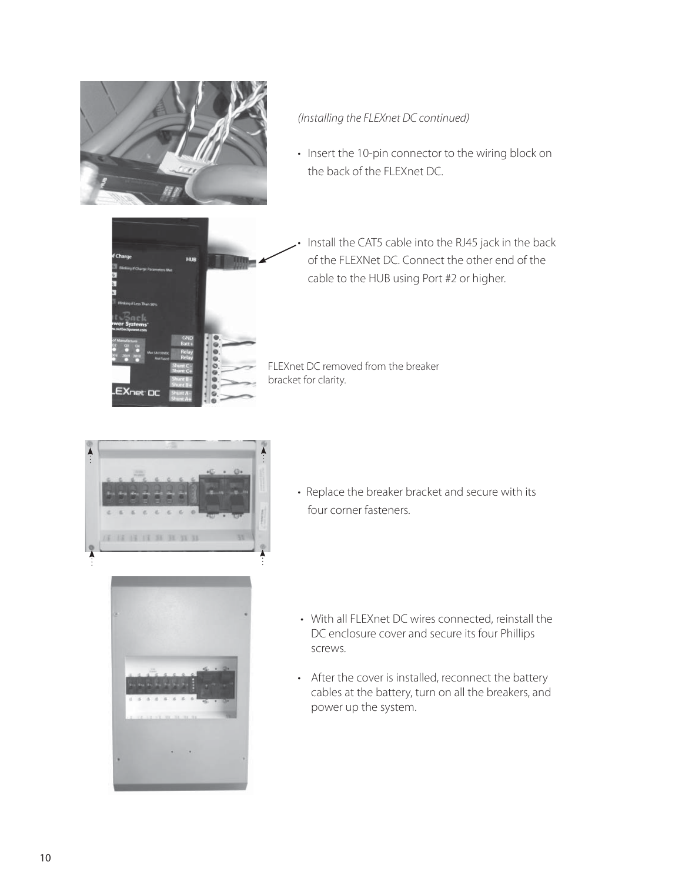*(Installing the FLEXnet DC continued)*

- Insert the 10-pin connector to the wiring block on the back of the FLEXnet DC.
- Install the CAT5 cable into the RJ45 jack in the back of the FLEXNet DC. Connect the other end of the cable to the HUB using Port #2 or higher.

FLEXnet DC removed from the breaker bracket for clarity.

- Replace the breaker bracket and secure with its four corner fasteners.
- With all FLEXnet DC wires connected, reinstall the DC enclosure cover and secure its four Phillips screws.
- After the cover is installed, reconnect the battery cables at the battery, turn on all the breakers, and power up the system.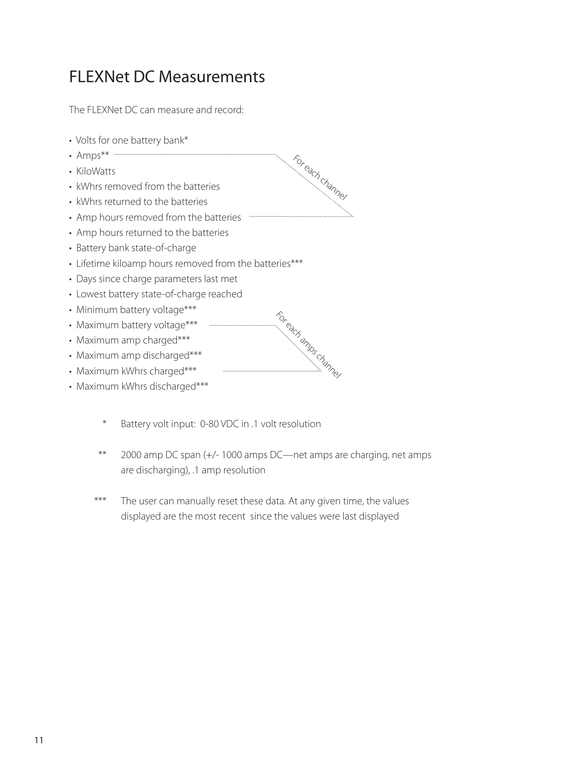# FLEXNet DC Measurements

The FLEXNet DC can measure and record:

- Volts for one battery bank*
- Amps**
- KiloWatts
- kWhrs removed from the batteries
- kWhrs returned to the batteries
- Amp hours removed from the batteries
- Amp hours returned to the batteries
- Battery bank state-of-charge
- Lifetime kiloamp hours removed from the batteries***
- Days since charge parameters last met
- Lowest battery state-of-charge reached
- Minimum battery voltage***
- Maximum battery voltage***
- Maximum amp charged***
- Maximum amp discharged***
- Maximum kWhrs charged***
- Maximum kWhrs discharged***

For each channel (Amps through Amp hours removed from the batteries)

For each amps channel (Maximum battery voltage through Maximum kWhrs charged)

\* Battery volt input: 0-80 VDC in .1 volt resolution

\*\* 2000 amp DC span (+/- 1000 amps DC—net amps are charging, net amps are discharging), .1 amp resolution

\*\*\* The user can manually reset these data. At any given time, the values displayed are the most recent since the values were last displayed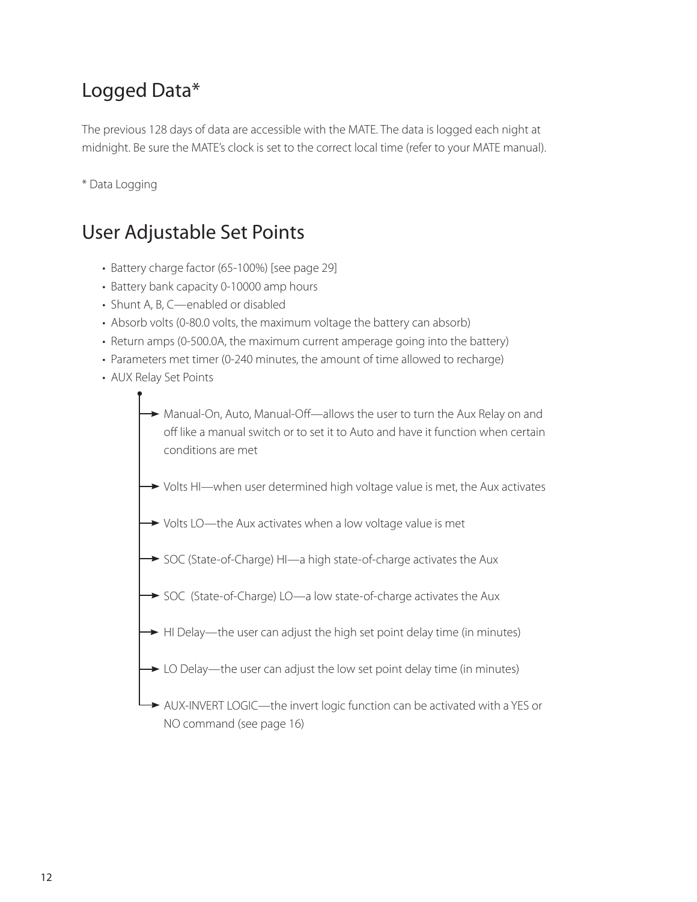## Logged Data*

The previous 128 days of data are accessible with the MATE. The data is logged each night at midnight. Be sure the MATE's clock is set to the correct local time (refer to your MATE manual).

* Data Logging

## User Adjustable Set Points

- Battery charge factor (65-100%) [see page 29]
- Battery bank capacity 0-10000 amp hours
- Shunt A, B, C—enabled or disabled
- Absorb volts (0-80.0 volts, the maximum voltage the battery can absorb)
- Return amps (0-500.0A, the maximum current amperage going into the battery)
- Parameters met timer (0-240 minutes, the amount of time allowed to recharge)
- AUX Relay Set Points
  - Manual-On, Auto, Manual-Off—allows the user to turn the Aux Relay on and off like a manual switch or to set it to Auto and have it function when certain conditions are met
  - Volts HI—when user determined high voltage value is met, the Aux activates
  - Volts LO—the Aux activates when a low voltage value is met
  - SOC (State-of-Charge) HI—a high state-of-charge activates the Aux
  - SOC (State-of-Charge) LO—a low state-of-charge activates the Aux
  - HI Delay—the user can adjust the high set point delay time (in minutes)
  - LO Delay—the user can adjust the low set point delay time (in minutes)
  - AUX-INVERT LOGIC—the invert logic function can be activated with a YES or NO command (see page 16)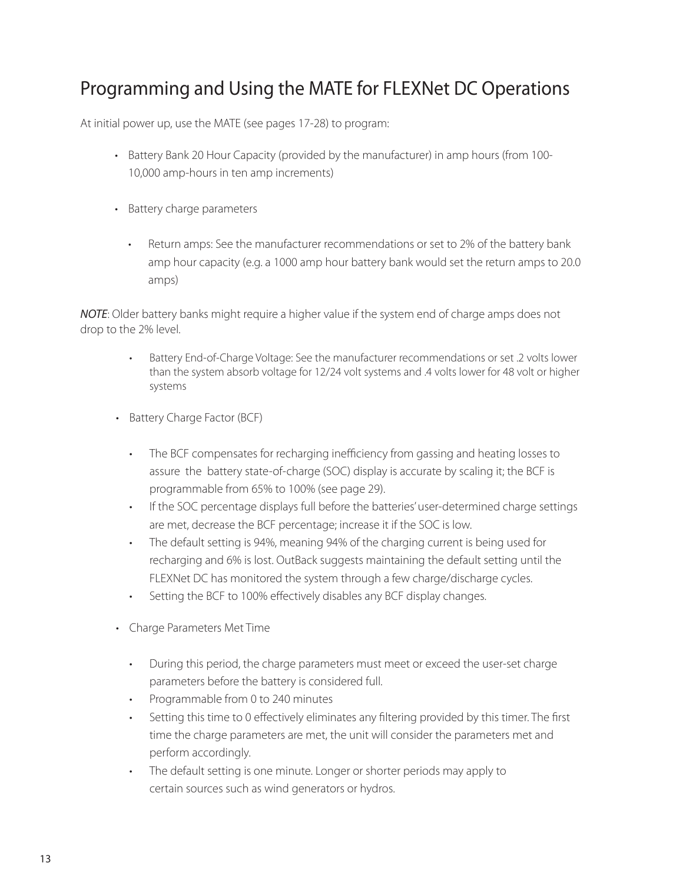# Programming and Using the MATE for FLEXNet DC Operations

At initial power up, use the MATE (see pages 17-28) to program:

- Battery Bank 20 Hour Capacity (provided by the manufacturer) in amp hours (from 100-10,000 amp-hours in ten amp increments)

- Battery charge parameters

    - Return amps: See the manufacturer recommendations or set to 2% of the battery bank amp hour capacity (e.g. a 1000 amp hour battery bank would set the return amps to 20.0 amps)

***NOTE***: Older battery banks might require a higher value if the system end of charge amps does not drop to the 2% level.

- 
    - Battery End-of-Charge Voltage: See the manufacturer recommendations or set .2 volts lower than the system absorb voltage for 12/24 volt systems and .4 volts lower for 48 volt or higher systems

- Battery Charge Factor (BCF)

    - The BCF compensates for recharging inefficiency from gassing and heating losses to assure the battery state-of-charge (SOC) display is accurate by scaling it; the BCF is programmable from 65% to 100% (see page 29).
    - If the SOC percentage displays full before the batteries' user-determined charge settings are met, decrease the BCF percentage; increase it if the SOC is low.
    - The default setting is 94%, meaning 94% of the charging current is being used for recharging and 6% is lost. OutBack suggests maintaining the default setting until the FLEXNet DC has monitored the system through a few charge/discharge cycles.
    - Setting the BCF to 100% effectively disables any BCF display changes.

- Charge Parameters Met Time

    - During this period, the charge parameters must meet or exceed the user-set charge parameters before the battery is considered full.
    - Programmable from 0 to 240 minutes
    - Setting this time to 0 effectively eliminates any filtering provided by this timer. The first time the charge parameters are met, the unit will consider the parameters met and perform accordingly.
    - The default setting is one minute. Longer or shorter periods may apply to certain sources such as wind generators or hydros.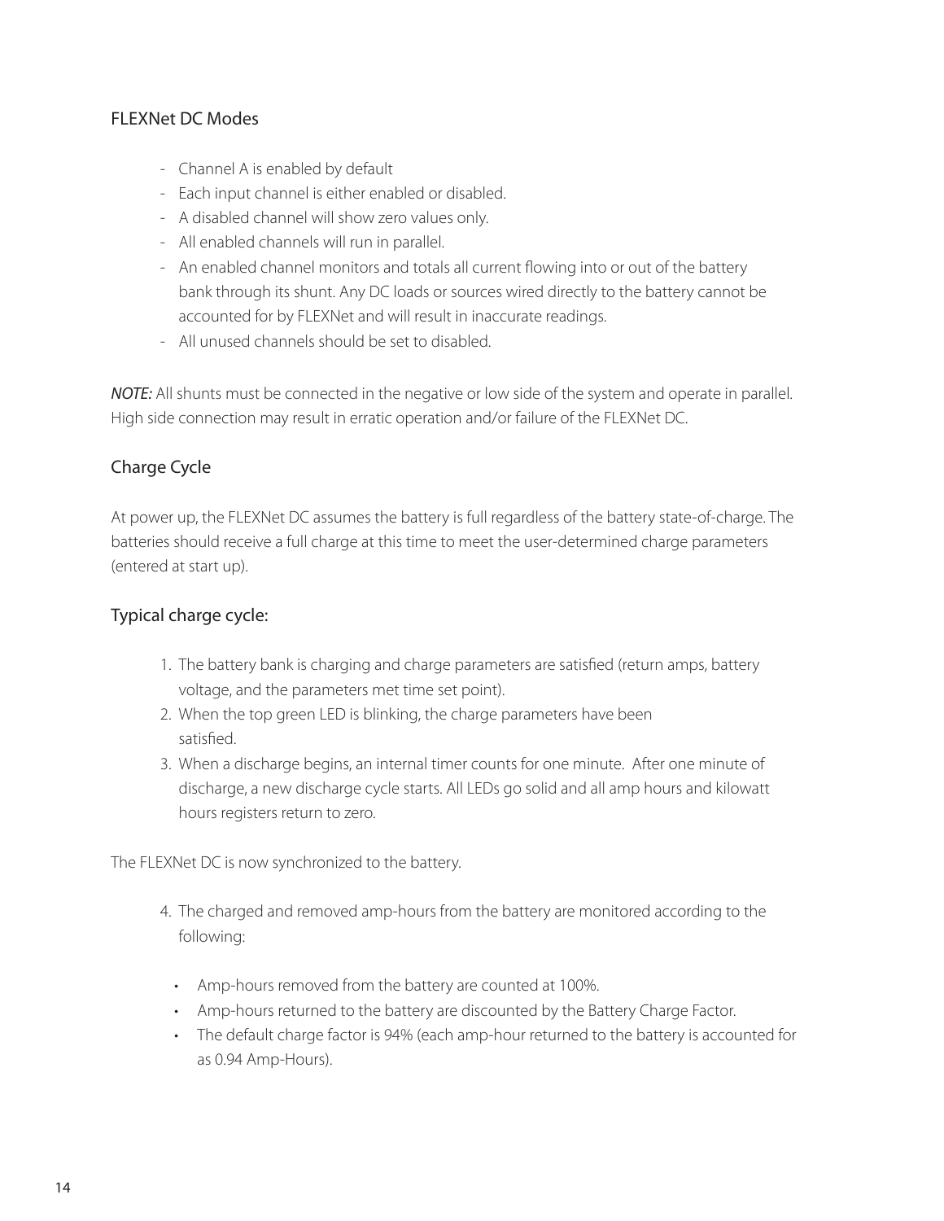## FLEXNet DC Modes

- Channel A is enabled by default
- Each input channel is either enabled or disabled.
- A disabled channel will show zero values only.
- All enabled channels will run in parallel.
- An enabled channel monitors and totals all current flowing into or out of the battery bank through its shunt. Any DC loads or sources wired directly to the battery cannot be accounted for by FLEXNet and will result in inaccurate readings.
- All unused channels should be set to disabled.

***NOTE:*** All shunts must be connected in the negative or low side of the system and operate in parallel. High side connection may result in erratic operation and/or failure of the FLEXNet DC.

## Charge Cycle

At power up, the FLEXNet DC assumes the battery is full regardless of the battery state-of-charge. The batteries should receive a full charge at this time to meet the user-determined charge parameters (entered at start up).

### Typical charge cycle:

1. The battery bank is charging and charge parameters are satisfied (return amps, battery voltage, and the parameters met time set point).
2. When the top green LED is blinking, the charge parameters have been satisfied.
3. When a discharge begins, an internal timer counts for one minute. After one minute of discharge, a new discharge cycle starts. All LEDs go solid and all amp hours and kilowatt hours registers return to zero.

The FLEXNet DC is now synchronized to the battery.

4. The charged and removed amp-hours from the battery are monitored according to the following:

   - Amp-hours removed from the battery are counted at 100%.
   - Amp-hours returned to the battery are discounted by the Battery Charge Factor.
   - The default charge factor is 94% (each amp-hour returned to the battery is accounted for as 0.94 Amp-Hours).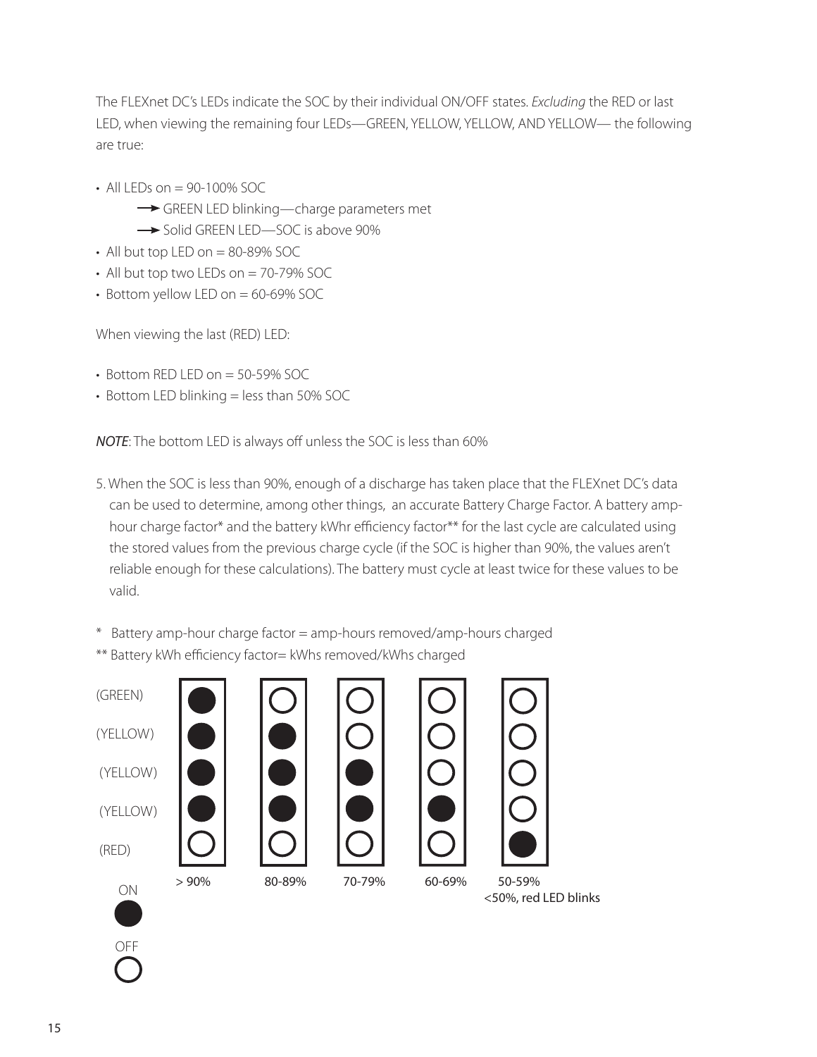The FLEXnet DC's LEDs indicate the SOC by their individual ON/OFF states. *Excluding* the RED or last LED, when viewing the remaining four LEDs—GREEN, YELLOW, YELLOW, AND YELLOW— the following are true:

- All LEDs on = 90-100% SOC
  - → GREEN LED blinking—charge parameters met
  - → Solid GREEN LED—SOC is above 90%
- All but top LED on = 80-89% SOC
- All but top two LEDs on = 70-79% SOC
- Bottom yellow LED on = 60-69% SOC

When viewing the last (RED) LED:

- Bottom RED LED on = 50-59% SOC
- Bottom LED blinking = less than 50% SOC

***NOTE***: The bottom LED is always off unless the SOC is less than 60%

5. When the SOC is less than 90%, enough of a discharge has taken place that the FLEXnet DC's data can be used to determine, among other things, an accurate Battery Charge Factor. A battery amp-hour charge factor* and the battery kWhr efficiency factor** for the last cycle are calculated using the stored values from the previous charge cycle (if the SOC is higher than 90%, the values aren't reliable enough for these calculations). The battery must cycle at least twice for these values to be valid.

\* Battery amp-hour charge factor = amp-hours removed/amp-hours charged

\*\* Battery kWh efficiency factor= kWhs removed/kWhs charged

| | > 90% | 80-89% | 70-79% | 60-69% | 50-59% <50%, red LED blinks |
|---|---|---|---|---|---|
| (GREEN) | ON | OFF | OFF | OFF | OFF |
| (YELLOW) | ON | ON | OFF | OFF | OFF |
| (YELLOW) | ON | ON | ON | OFF | OFF |
| (YELLOW) | ON | ON | ON | ON | OFF |
| (RED) | OFF | OFF | OFF | OFF | ON |

ON

OFF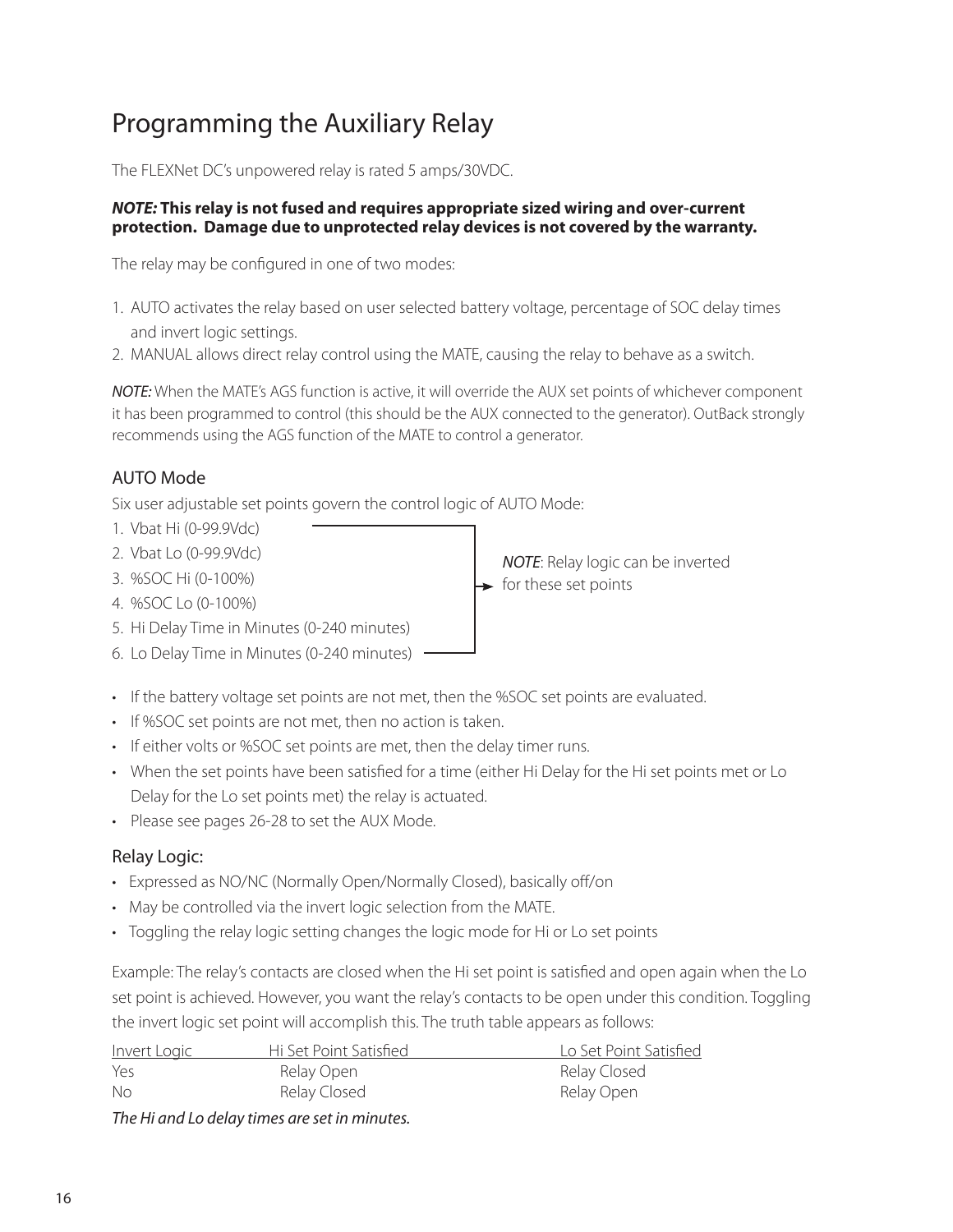# Programming the Auxiliary Relay

The FLEXNet DC's unpowered relay is rated 5 amps/30VDC.

***NOTE:* This relay is not fused and requires appropriate sized wiring and over-current protection. Damage due to unprotected relay devices is not covered by the warranty.**

The relay may be configured in one of two modes:

1. AUTO activates the relay based on user selected battery voltage, percentage of SOC delay times and invert logic settings.
2. MANUAL allows direct relay control using the MATE, causing the relay to behave as a switch.

*NOTE:* When the MATE's AGS function is active, it will override the AUX set points of whichever component it has been programmed to control (this should be the AUX connected to the generator). OutBack strongly recommends using the AGS function of the MATE to control a generator.

## AUTO Mode

Six user adjustable set points govern the control logic of AUTO Mode:

1. Vbat Hi (0-99.9Vdc)
2. Vbat Lo (0-99.9Vdc)
3. %SOC Hi (0-100%)
4. %SOC Lo (0-100%)
5. Hi Delay Time in Minutes (0-240 minutes)
6. Lo Delay Time in Minutes (0-240 minutes)

*NOTE*: Relay logic can be inverted for these set points

- If the battery voltage set points are not met, then the %SOC set points are evaluated.
- If %SOC set points are not met, then no action is taken.
- If either volts or %SOC set points are met, then the delay timer runs.
- When the set points have been satisfied for a time (either Hi Delay for the Hi set points met or Lo Delay for the Lo set points met) the relay is actuated.
- Please see pages 26-28 to set the AUX Mode.

## Relay Logic:

- Expressed as NO/NC (Normally Open/Normally Closed), basically off/on
- May be controlled via the invert logic selection from the MATE.
- Toggling the relay logic setting changes the logic mode for Hi or Lo set points

Example: The relay's contacts are closed when the Hi set point is satisfied and open again when the Lo set point is achieved. However, you want the relay's contacts to be open under this condition. Toggling the invert logic set point will accomplish this. The truth table appears as follows:

| Invert Logic | Hi Set Point Satisfied | Lo Set Point Satisfied |
| --- | --- | --- |
| Yes | Relay Open | Relay Closed |
| No | Relay Closed | Relay Open |

*The Hi and Lo delay times are set in minutes.*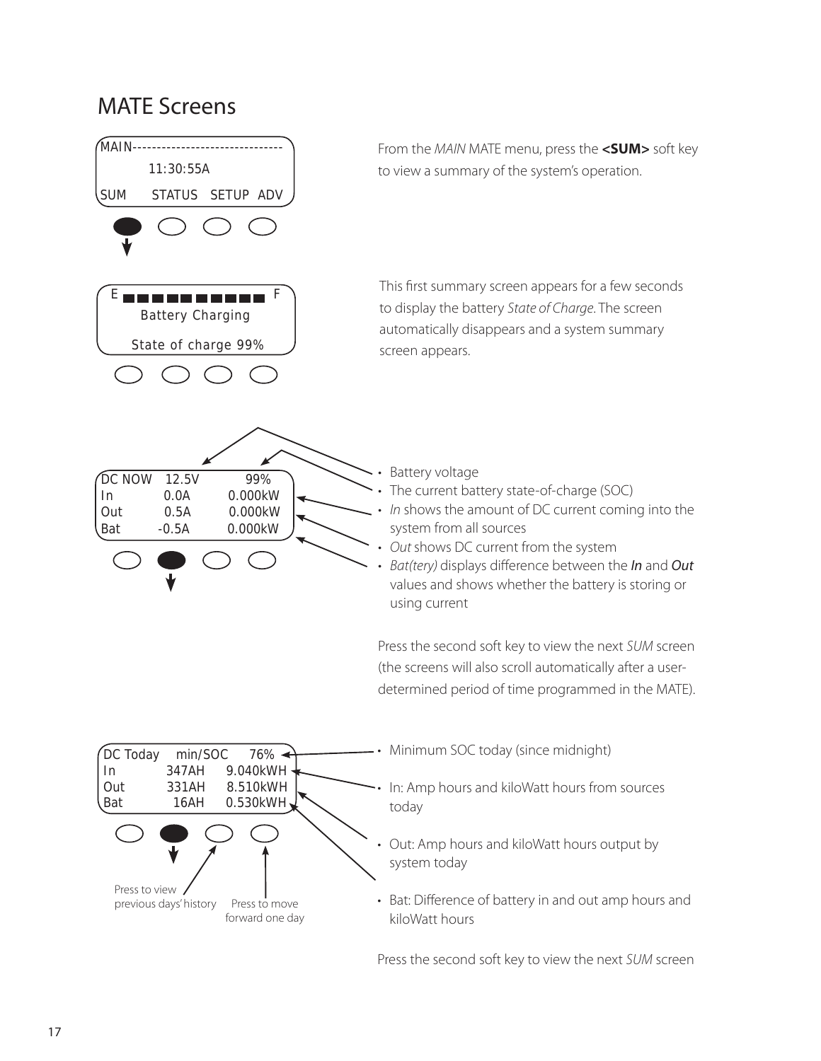# MATE Screens

```
MAIN-------------------------------
        11:30:55A
SUM    STATUS   SETUP  ADV
```

From the *MAIN* MATE menu, press the **<SUM>** soft key to view a summary of the system's operation.

```
E ■■■■■■■■■■ F
  Battery Charging
 State of charge 99%
```

This first summary screen appears for a few seconds to display the battery *State of Charge*. The screen automatically disappears and a system summary screen appears.

```
DC NOW   12.5V        99%
In        0.0A     0.000kW
Out       0.5A     0.000kW
Bat      -0.5A     0.000kW
```

- Battery voltage
- The current battery state-of-charge (SOC)
- *In* shows the amount of DC current coming into the system from all sources
- *Out* shows DC current from the system
- *Bat(tery)* displays difference between the ***In*** and ***Out*** values and shows whether the battery is storing or using current

Press the second soft key to view the next *SUM* screen (the screens will also scroll automatically after a user-determined period of time programmed in the MATE).

```
DC Today   min/SOC    76%
In        347AH    9.040kWH
Out       331AH    8.510kWH
Bat        16AH    0.530kWH
```

Press to view previous days' history

Press to move forward one day

- Minimum SOC today (since midnight)
- In: Amp hours and kiloWatt hours from sources today
- Out: Amp hours and kiloWatt hours output by system today
- Bat: Difference of battery in and out amp hours and kiloWatt hours

Press the second soft key to view the next *SUM* screen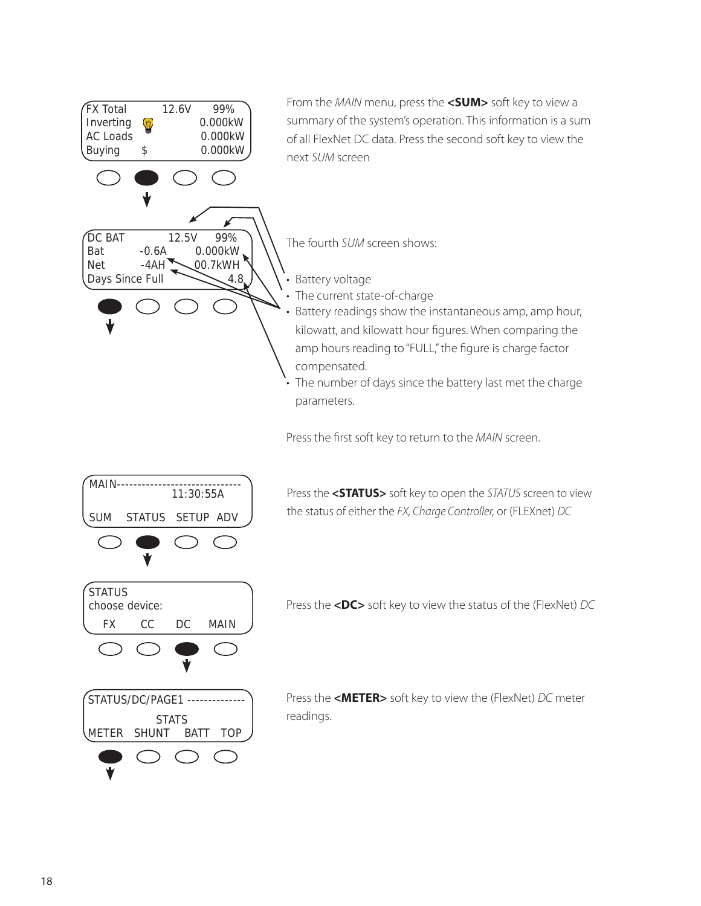```
FX Total       12.6V    99%
Inverting            0.000kW
AC Loads             0.000kW
Buying    $          0.000kW
```

From the *MAIN* menu, press the **<SUM>** soft key to view a summary of the system's operation. This information is a sum of all FlexNet DC data. Press the second soft key to view the next *SUM* screen

```
DC BAT          12.5V    99%
Bat        -0.6A    0.000kW
Net        -4AH     00.7kWH
Days Since Full         4.8
```

The fourth *SUM* screen shows:

- Battery voltage
- The current state-of-charge
- Battery readings show the instantaneous amp, amp hour, kilowatt, and kilowatt hour figures. When comparing the amp hours reading to "FULL," the figure is charge factor compensated.
- The number of days since the battery last met the charge parameters.

Press the first soft key to return to the *MAIN* screen.

```
MAIN------------------------------
              11:30:55A
SUM   STATUS   SETUP  ADV
```

Press the **<STATUS>** soft key to open the *STATUS* screen to view the status of either the *FX, Charge Controller,* or (FLEXnet) *DC*

```
STATUS
choose device:
  FX     CC     DC    MAIN
```

Press the **<DC>** soft key to view the status of the (FlexNet) *DC*

```
STATUS/DC/PAGE1 --------------
              STATS
METER  SHUNT   BATT   TOP
```

Press the **<METER>** soft key to view the (FlexNet) *DC* meter readings.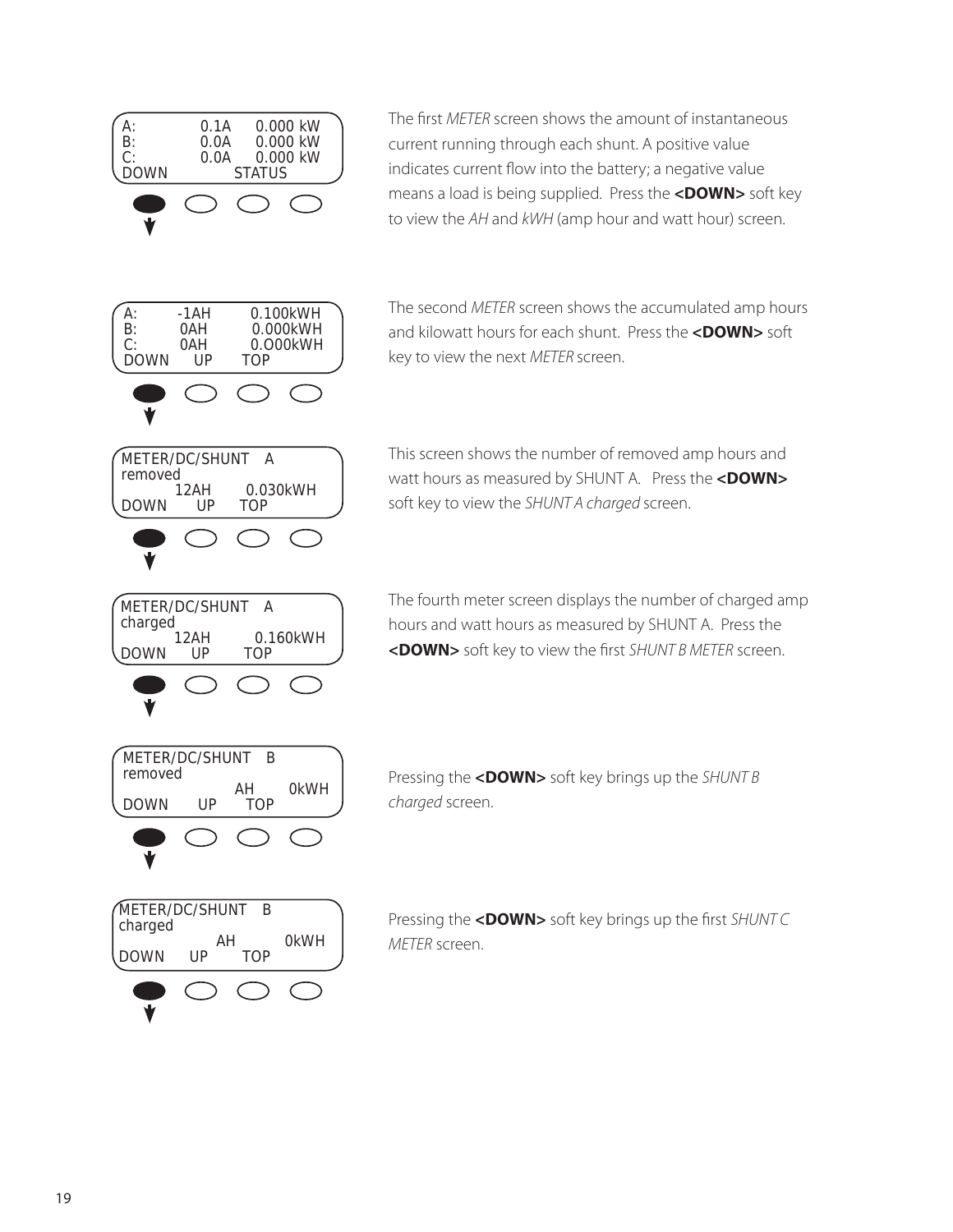```
A:          0.1A     0.000 kW
B:          0.0A     0.000 kW
C:          0.0A     0.000 kW
DOWN             STATUS
```

The first *METER* screen shows the amount of instantaneous current running through each shunt. A positive value indicates current flow into the battery; a negative value means a load is being supplied. Press the **<DOWN>** soft key to view the *AH* and *kWH* (amp hour and watt hour) screen.

```
A:       -1AH        0.100kWH
B:        0AH        0.000kWH
C:        0AH        0.000kWH
DOWN      UP       TOP
```

The second *METER* screen shows the accumulated amp hours and kilowatt hours for each shunt. Press the **<DOWN>** soft key to view the next *METER* screen.

```
METER/DC/SHUNT    A
removed
        12AH       0.030kWH
DOWN      UP     TOP
```

This screen shows the number of removed amp hours and watt hours as measured by SHUNT A. Press the **<DOWN>** soft key to view the *SHUNT A charged* screen.

```
METER/DC/SHUNT    A
charged
        12AH        0.160kWH
DOWN     UP      TOP
```

The fourth meter screen displays the number of charged amp hours and watt hours as measured by SHUNT A. Press the **<DOWN>** soft key to view the first *SHUNT B METER* screen.

```
METER/DC/SHUNT    B
removed
               AH      0kWH
DOWN      UP     TOP
```

Pressing the **<DOWN>** soft key brings up the *SHUNT B charged* screen.

```
METER/DC/SHUNT    B
charged
               AH       0kWH
DOWN     UP      TOP
```

Pressing the **<DOWN>** soft key brings up the first *SHUNT C METER* screen.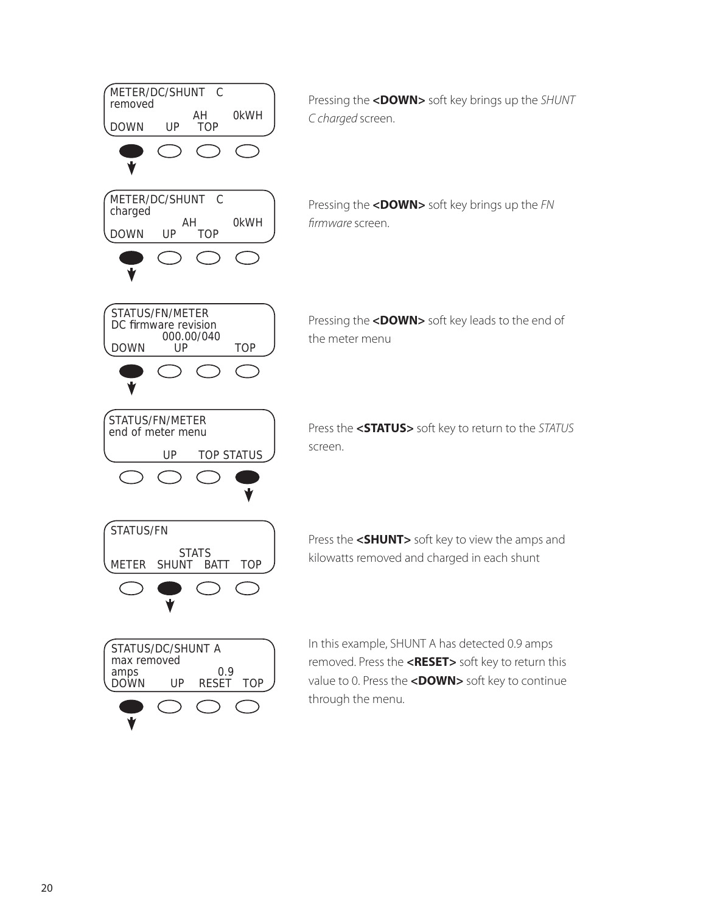```
METER/DC/SHUNT   C
removed
                AH      0kWH
DOWN     UP    TOP
```

Pressing the **<DOWN>** soft key brings up the *SHUNT C charged* screen.

```
METER/DC/SHUNT   C
charged
             AH         0kWH
DOWN     UP    TOP
```

Pressing the **<DOWN>** soft key brings up the *FN firmware* screen.

```
STATUS/FN/METER
DC firmware revision
          000.00/040
DOWN       UP          TOP
```

Pressing the **<DOWN>** soft key leads to the end of the meter menu

```
STATUS/FN/METER
end of meter menu

          UP     TOP STATUS
```

Press the **<STATUS>** soft key to return to the *STATUS* screen.

```
STATUS/FN

             STATS
METER   SHUNT   BATT   TOP
```

Press the **<SHUNT>** soft key to view the amps and kilowatts removed and charged in each shunt

```
STATUS/DC/SHUNT A
max removed
amps                  0.9
DOWN      UP    RESET   TOP
```

In this example, SHUNT A has detected 0.9 amps removed. Press the **<RESET>** soft key to return this value to 0. Press the **<DOWN>** soft key to continue through the menu.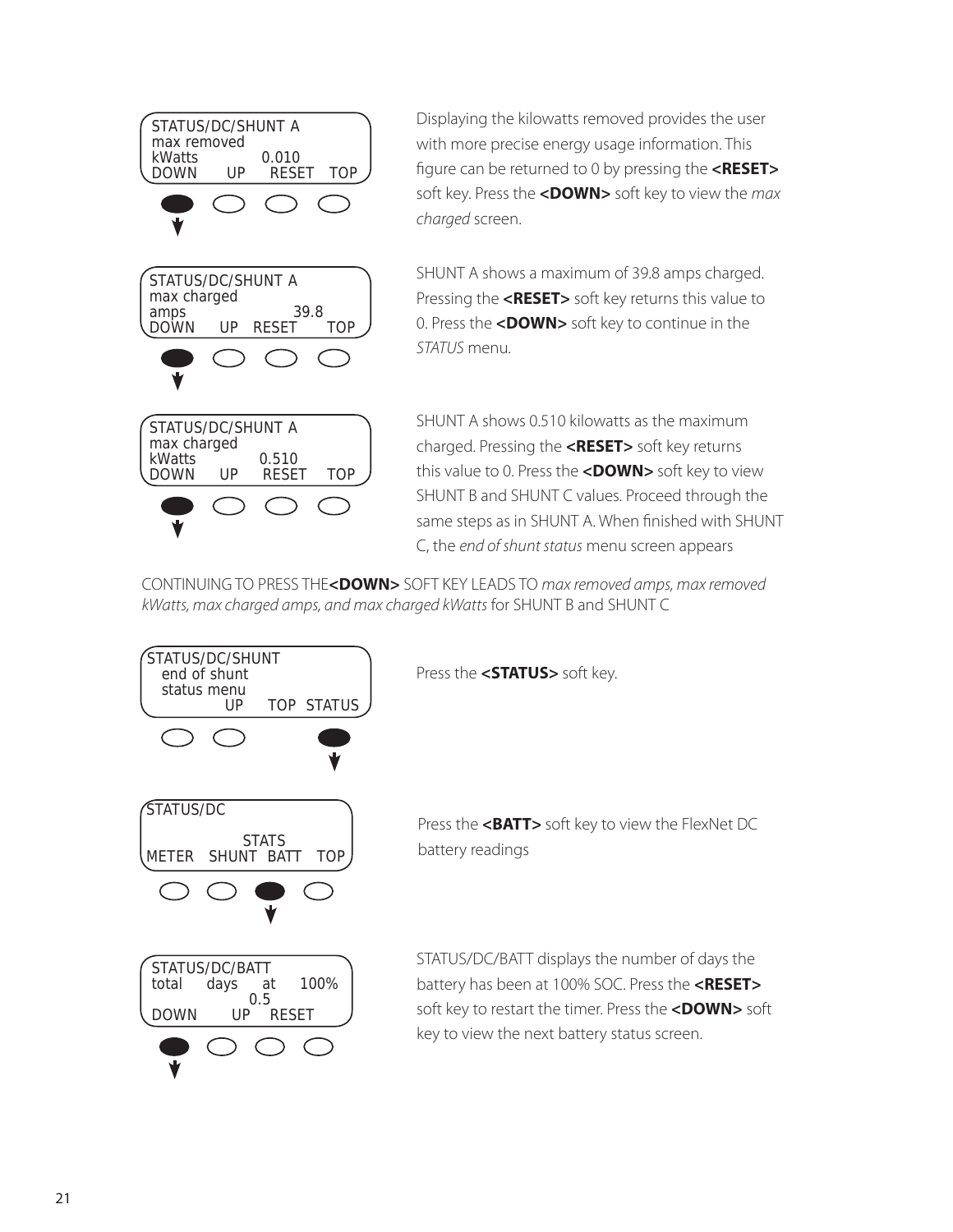```
STATUS/DC/SHUNT A
max removed
kWatts          0.010
DOWN     UP    RESET   TOP
```

Displaying the kilowatts removed provides the user with more precise energy usage information. This figure can be returned to 0 by pressing the **<RESET>** soft key. Press the **<DOWN>** soft key to view the *max charged* screen.

```
STATUS/DC/SHUNT A
max charged
amps                39.8
DOWN    UP   RESET      TOP
```

SHUNT A shows a maximum of 39.8 amps charged. Pressing the **<RESET>** soft key returns this value to 0. Press the **<DOWN>** soft key to continue in the *STATUS* menu.

```
STATUS/DC/SHUNT A
max charged
kWatts          0.510
DOWN    UP    RESET     TOP
```

SHUNT A shows 0.510 kilowatts as the maximum charged. Pressing the **<RESET>** soft key returns this value to 0. Press the **<DOWN>** soft key to view SHUNT B and SHUNT C values. Proceed through the same steps as in SHUNT A. When finished with SHUNT C, the *end of shunt status* menu screen appears

CONTINUING TO PRESS THE**<DOWN>** SOFT KEY LEADS TO *max removed amps, max removed kWatts, max charged amps, and max charged kWatts* for SHUNT B and SHUNT C

```
STATUS/DC/SHUNT
  end of shunt
  status menu
           UP     TOP  STATUS
```

Press the **<STATUS>** soft key.

```
STATUS/DC

              STATS
METER   SHUNT  BATT    TOP
```

Press the **<BATT>** soft key to view the FlexNet DC battery readings

```
STATUS/DC/BATT
total     days    at     100%
               0.5
DOWN       UP    RESET
```

STATUS/DC/BATT displays the number of days the battery has been at 100% SOC. Press the **<RESET>** soft key to restart the timer. Press the **<DOWN>** soft key to view the next battery status screen.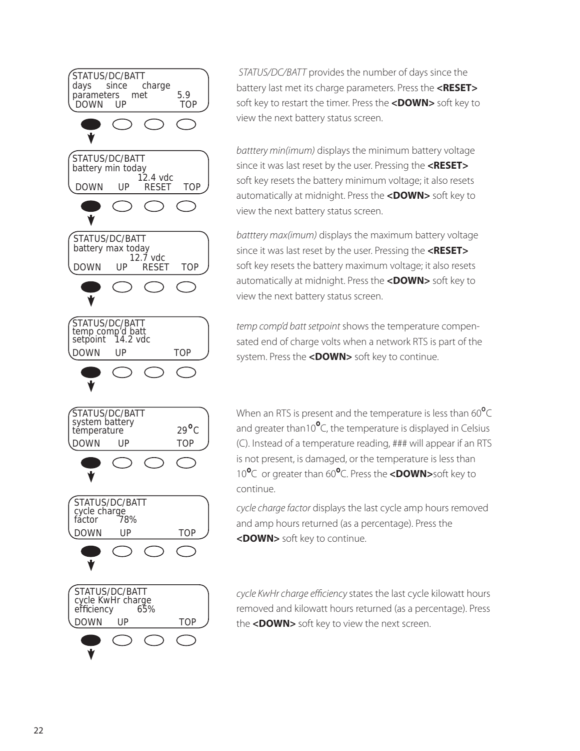```
STATUS/DC/BATT
days   since   charge
parameters   met        5.9
 DOWN    UP              TOP
```

*STATUS/DC/BATT* provides the number of days since the battery last met its charge parameters. Press the **<RESET>** soft key to restart the timer. Press the **<DOWN>** soft key to view the next battery status screen.

```
STATUS/DC/BATT
battery min today
              12.4 vdc
 DOWN    UP    RESET    TOP
```

*batttery min(imum)* displays the minimum battery voltage since it was last reset by the user. Pressing the **<RESET>** soft key resets the battery minimum voltage; it also resets automatically at midnight. Press the **<DOWN>** soft key to view the next battery status screen.

```
STATUS/DC/BATT
battery max today
            12.7 vdc
DOWN    UP    RESET    TOP
```

*batttery max(imum)* displays the maximum battery voltage since it was last reset by the user. Pressing the **<RESET>** soft key resets the battery maximum voltage; it also resets automatically at midnight. Press the **<DOWN>** soft key to view the next battery status screen.

```
STATUS/DC/BATT
temp comp'd batt
setpoint   14.2 vdc
DOWN    UP              TOP
```

*temp comp'd batt setpoint* shows the temperature compensated end of charge volts when a network RTS is part of the system. Press the **<DOWN>** soft key to continue.

```
STATUS/DC/BATT
system battery
temperature             29°C
DOWN    UP              TOP
```

When an RTS is present and the temperature is less than 60°C and greater than10°C, the temperature is displayed in Celsius (C). Instead of a temperature reading, ### will appear if an RTS is not present, is damaged, or the temperature is less than 10°C or greater than 60°C. Press the **<DOWN>**soft key to continue.

```
STATUS/DC/BATT
cycle charge
factor     78%
DOWN    UP              TOP
```

*cycle charge factor* displays the last cycle amp hours removed and amp hours returned (as a percentage). Press the **<DOWN>** soft key to continue.

```
STATUS/DC/BATT
cycle KwHr charge
efficiency       65%
DOWN    UP              TOP
```

*cycle KwHr charge efficiency* states the last cycle kilowatt hours removed and kilowatt hours returned (as a percentage). Press the **<DOWN>** soft key to view the next screen.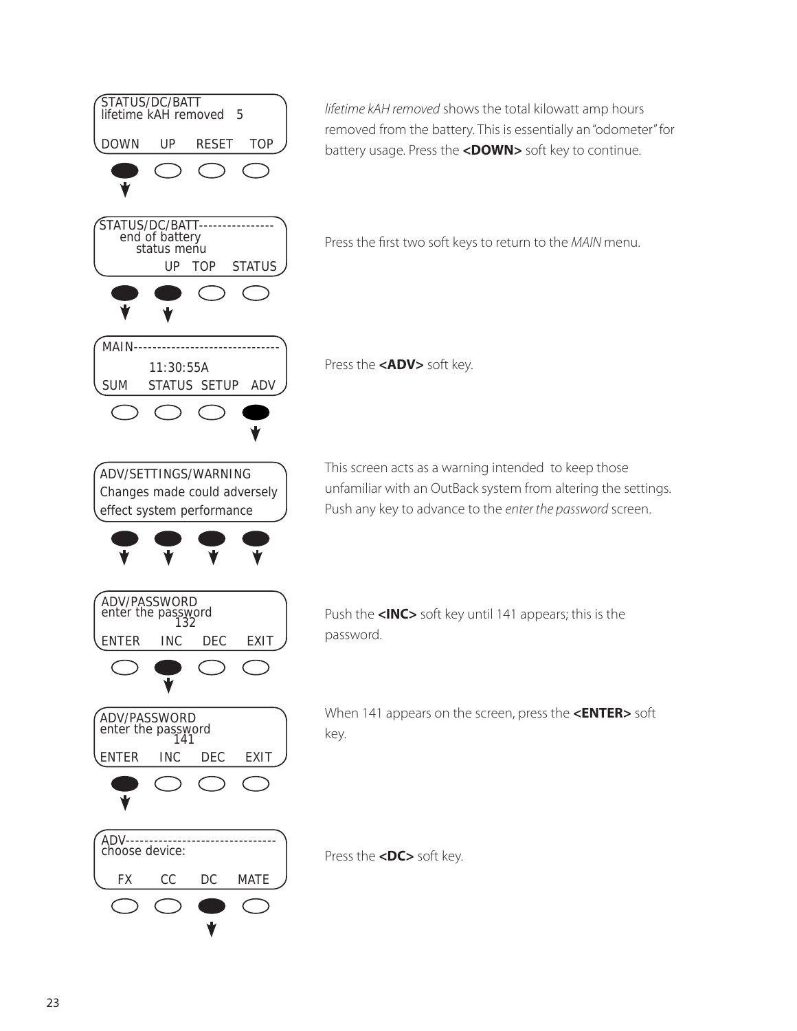```
STATUS/DC/BATT
lifetime kAH removed   5
DOWN    UP    RESET   TOP
```

*lifetime kAH removed* shows the total kilowatt amp hours removed from the battery. This is essentially an "odometer" for battery usage. Press the **<DOWN>** soft key to continue.

```
STATUS/DC/BATT---------------
    end of battery
       status menu
            UP   TOP   STATUS
```

Press the first two soft keys to return to the *MAIN* menu.

```
MAIN------------------------------
        11:30:55A
SUM     STATUS  SETUP   ADV
```

Press the **<ADV>** soft key.

```
ADV/SETTINGS/WARNING
Changes made could adversely
effect system performance
```

This screen acts as a warning intended to keep those unfamiliar with an OutBack system from altering the settings. Push any key to advance to the *enter the password* screen.

```
ADV/PASSWORD
enter the password
            132
ENTER    INC    DEC    EXIT
```

Push the **<INC>** soft key until 141 appears; this is the password.

```
ADV/PASSWORD
enter the password
            141
ENTER    INC    DEC    EXIT
```

When 141 appears on the screen, press the **<ENTER>** soft key.

```
ADV-------------------------------
choose device:

  FX     CC     DC     MATE
```

Press the **<DC>** soft key.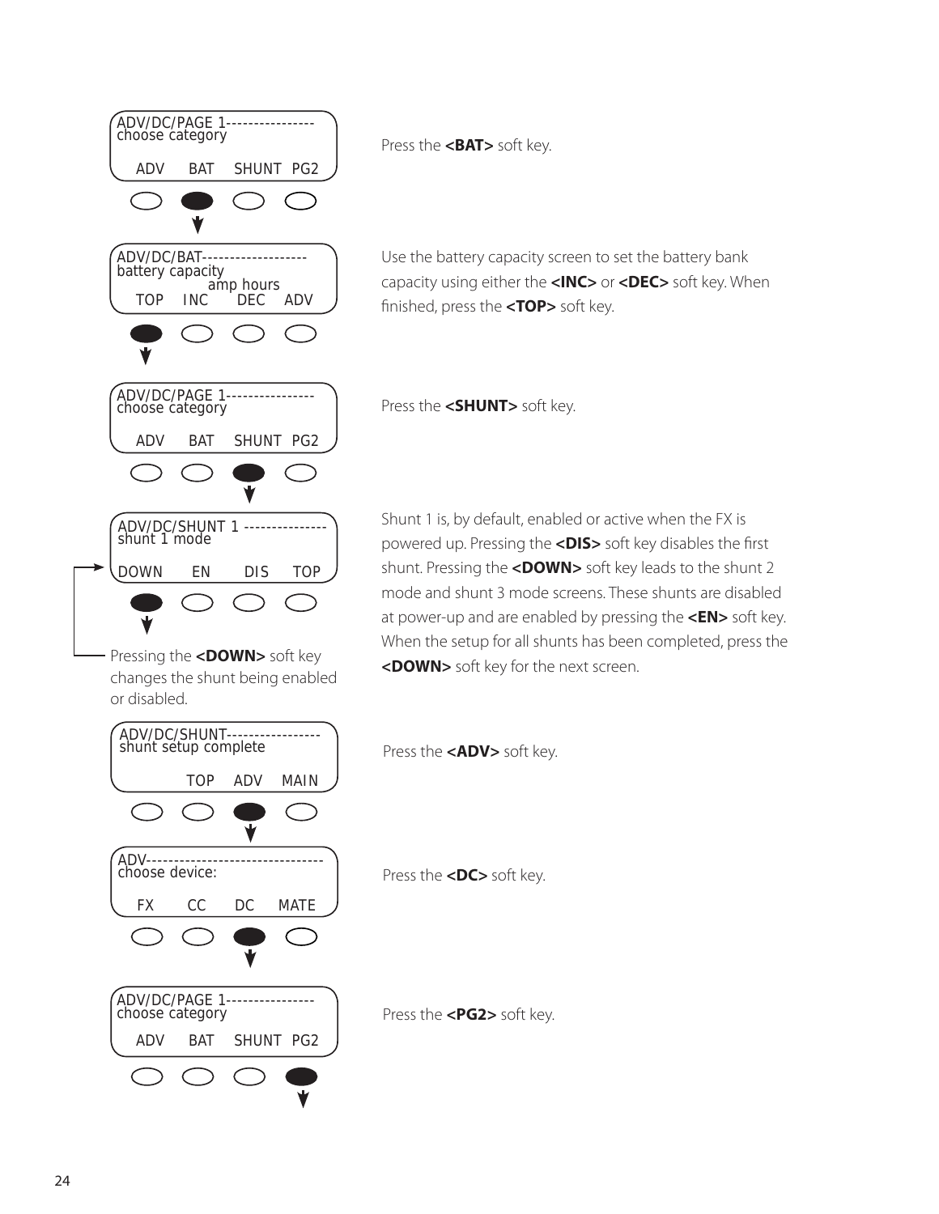```
ADV/DC/PAGE 1----------------
choose category

  ADV    BAT    SHUNT  PG2
```

Press the **<BAT>** soft key.

```
ADV/DC/BAT-------------------
battery capacity
              amp hours
  TOP    INC     DEC    ADV
```

Use the battery capacity screen to set the battery bank capacity using either the **<INC>** or **<DEC>** soft key. When finished, press the **<TOP>** soft key.

```
ADV/DC/PAGE 1----------------
choose category

  ADV    BAT    SHUNT  PG2
```

Press the **<SHUNT>** soft key.

```
ADV/DC/SHUNT 1 --------------
shunt 1 mode

DOWN     EN      DIS    TOP
```

Pressing the **<DOWN>** soft key changes the shunt being enabled or disabled.

Shunt 1 is, by default, enabled or active when the FX is powered up. Pressing the **<DIS>** soft key disables the first shunt. Pressing the **<DOWN>** soft key leads to the shunt 2 mode and shunt 3 mode screens. These shunts are disabled at power-up and are enabled by pressing the **<EN>** soft key. When the setup for all shunts has been completed, press the **<DOWN>** soft key for the next screen.

```
ADV/DC/SHUNT----------------
shunt setup complete

          TOP    ADV    MAIN
```

Press the **<ADV>** soft key.

```
ADV-------------------------------
choose device:

  FX      CC      DC     MATE
```

Press the **<DC>** soft key.

```
ADV/DC/PAGE 1----------------
choose category

  ADV    BAT    SHUNT  PG2
```

Press the **<PG2>** soft key.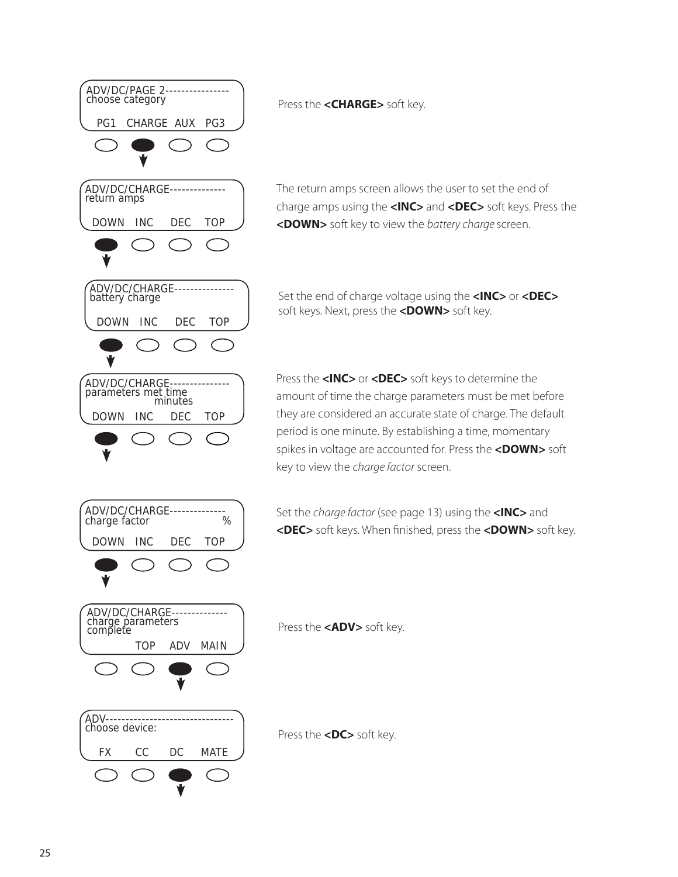```
ADV/DC/PAGE 2---------------
choose category

PG1   CHARGE   AUX   PG3
```

Press the **<CHARGE>** soft key.

```
ADV/DC/CHARGE-------------
return amps

DOWN   INC   DEC   TOP
```

The return amps screen allows the user to set the end of charge amps using the **<INC>** and **<DEC>** soft keys. Press the **<DOWN>** soft key to view the *battery charge* screen.

```
ADV/DC/CHARGE--------------
battery charge

DOWN   INC   DEC   TOP
```

Set the end of charge voltage using the **<INC>** or **<DEC>** soft keys. Next, press the **<DOWN>** soft key.

```
ADV/DC/CHARGE--------------
parameters met time
                minutes
DOWN   INC   DEC   TOP
```

Press the **<INC>** or **<DEC>** soft keys to determine the amount of time the charge parameters must be met before they are considered an accurate state of charge. The default period is one minute. By establishing a time, momentary spikes in voltage are accounted for. Press the **<DOWN>** soft key to view the *charge factor* screen.

```
ADV/DC/CHARGE-------------
charge factor            %

DOWN   INC   DEC   TOP
```

Set the *charge factor* (see page 13) using the **<INC>** and **<DEC>** soft keys. When finished, press the **<DOWN>** soft key.

```
ADV/DC/CHARGE-------------
charge parameters
complete
         TOP   ADV   MAIN
```

Press the **<ADV>** soft key.

```
ADV-------------------------------
choose device:

FX     CC     DC     MATE
```

Press the **<DC>** soft key.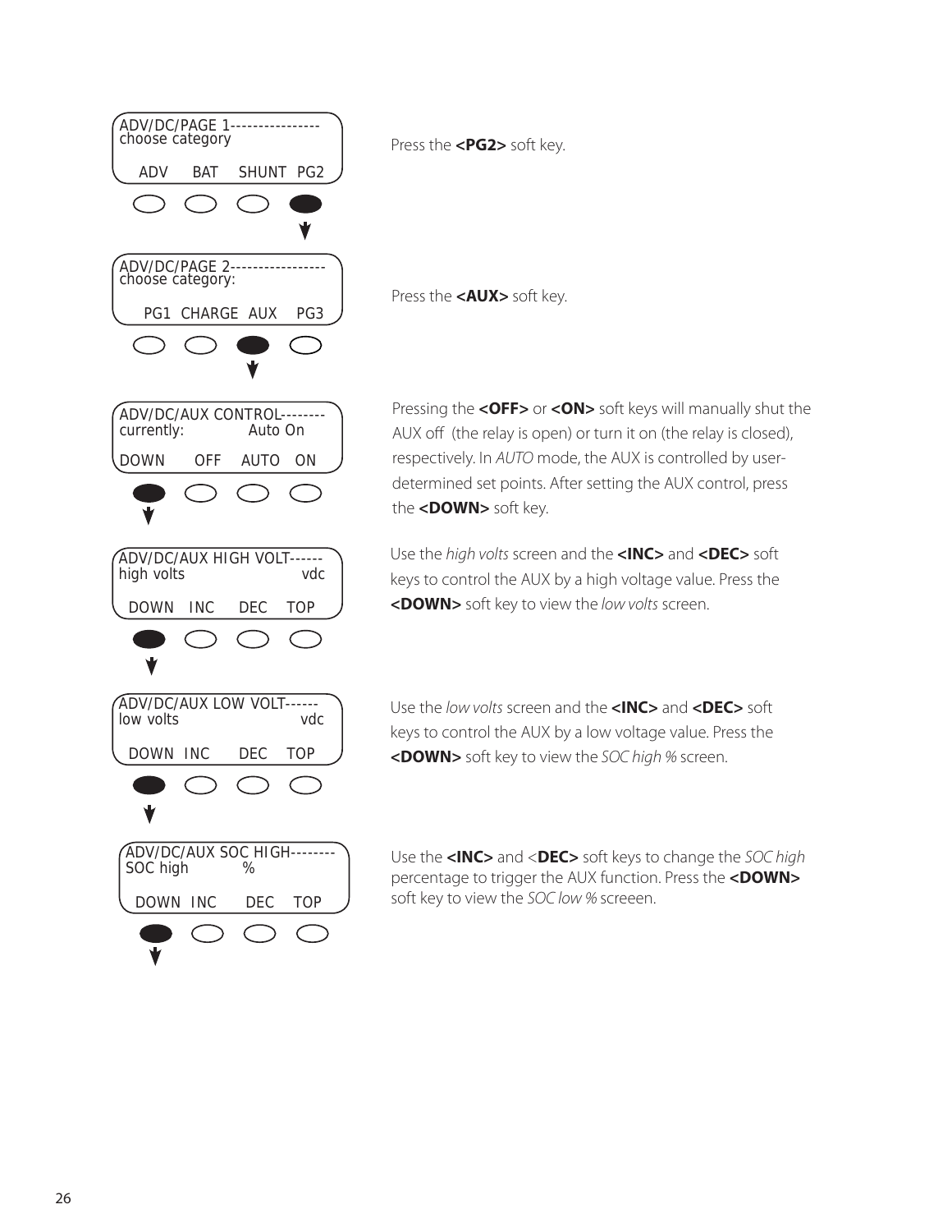```
ADV/DC/PAGE 1----------------
choose category

  ADV    BAT    SHUNT  PG2
```

Press the **<PG2>** soft key.

```
ADV/DC/PAGE 2-----------------
choose category:

   PG1  CHARGE  AUX   PG3
```

Press the **<AUX>** soft key.

```
ADV/DC/AUX CONTROL--------
currently:          Auto On

DOWN     OFF    AUTO   ON
```

Pressing the **<OFF>** or **<ON>** soft keys will manually shut the AUX off (the relay is open) or turn it on (the relay is closed), respectively. In *AUTO* mode, the AUX is controlled by user-determined set points. After setting the AUX control, press the **<DOWN>** soft key.

```
ADV/DC/AUX HIGH VOLT------
high volts                vdc

 DOWN   INC     DEC    TOP
```

Use the *high volts* screen and the **<INC>** and **<DEC>** soft keys to control the AUX by a high voltage value. Press the **<DOWN>** soft key to view the *low volts* screen.

```
ADV/DC/AUX LOW VOLT------
low volts                 vdc

 DOWN  INC      DEC    TOP
```

Use the *low volts* screen and the **<INC>** and **<DEC>** soft keys to control the AUX by a low voltage value. Press the **<DOWN>** soft key to view the *SOC high %* screen.

```
ADV/DC/AUX SOC HIGH--------
SOC high         %

 DOWN  INC      DEC    TOP
```

Use the **<INC>** and <**DEC>** soft keys to change the *SOC high* percentage to trigger the AUX function. Press the **<DOWN>** soft key to view the *SOC low %* screeen.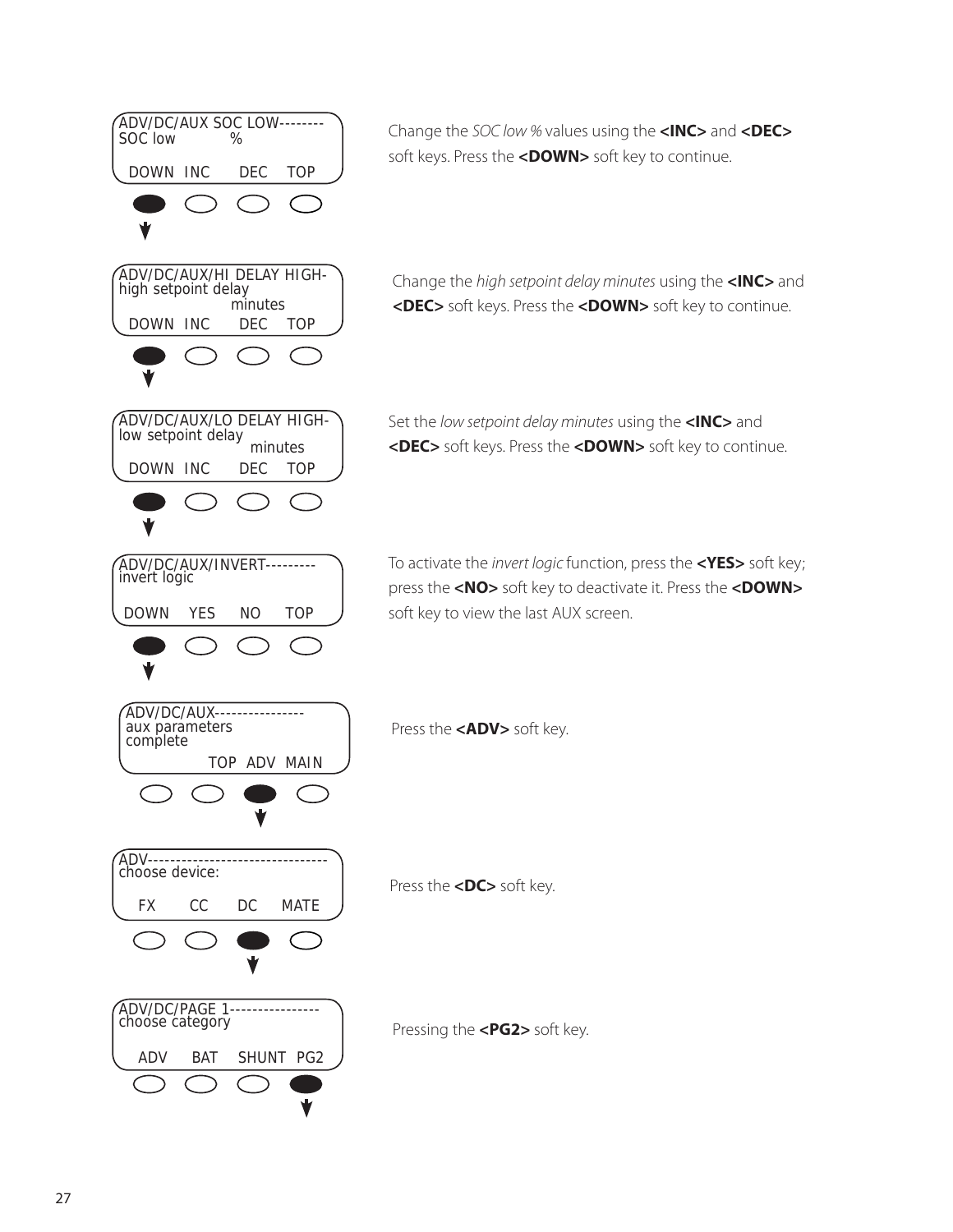```
ADV/DC/AUX SOC LOW--------
SOC low          %

 DOWN  INC     DEC    TOP
```

Change the *SOC low %* values using the **<INC>** and **<DEC>** soft keys. Press the **<DOWN>** soft key to continue.

```
ADV/DC/AUX/HI DELAY HIGH-
high setpoint delay
                  minutes
 DOWN  INC     DEC    TOP
```

Change the *high setpoint delay minutes* using the **<INC>** and **<DEC>** soft keys. Press the **<DOWN>** soft key to continue.

```
ADV/DC/AUX/LO DELAY HIGH-
low setpoint delay
                    minutes
 DOWN  INC     DEC    TOP
```

Set the *low setpoint delay minutes* using the **<INC>** and **<DEC>** soft keys. Press the **<DOWN>** soft key to continue.

```
ADV/DC/AUX/INVERT---------
invert logic

DOWN    YES    NO     TOP
```

To activate the *invert logic* function, press the **<YES>** soft key; press the **<NO>** soft key to deactivate it. Press the **<DOWN>** soft key to view the last AUX screen.

```
ADV/DC/AUX----------------
aux parameters
complete
             TOP  ADV  MAIN
```

Press the **<ADV>** soft key.

```
ADV-------------------------------
choose device:

  FX      CC      DC     MATE
```

Press the **<DC>** soft key.

```
ADV/DC/PAGE 1----------------
choose category

  ADV     BAT    SHUNT   PG2
```

Pressing the **<PG2>** soft key.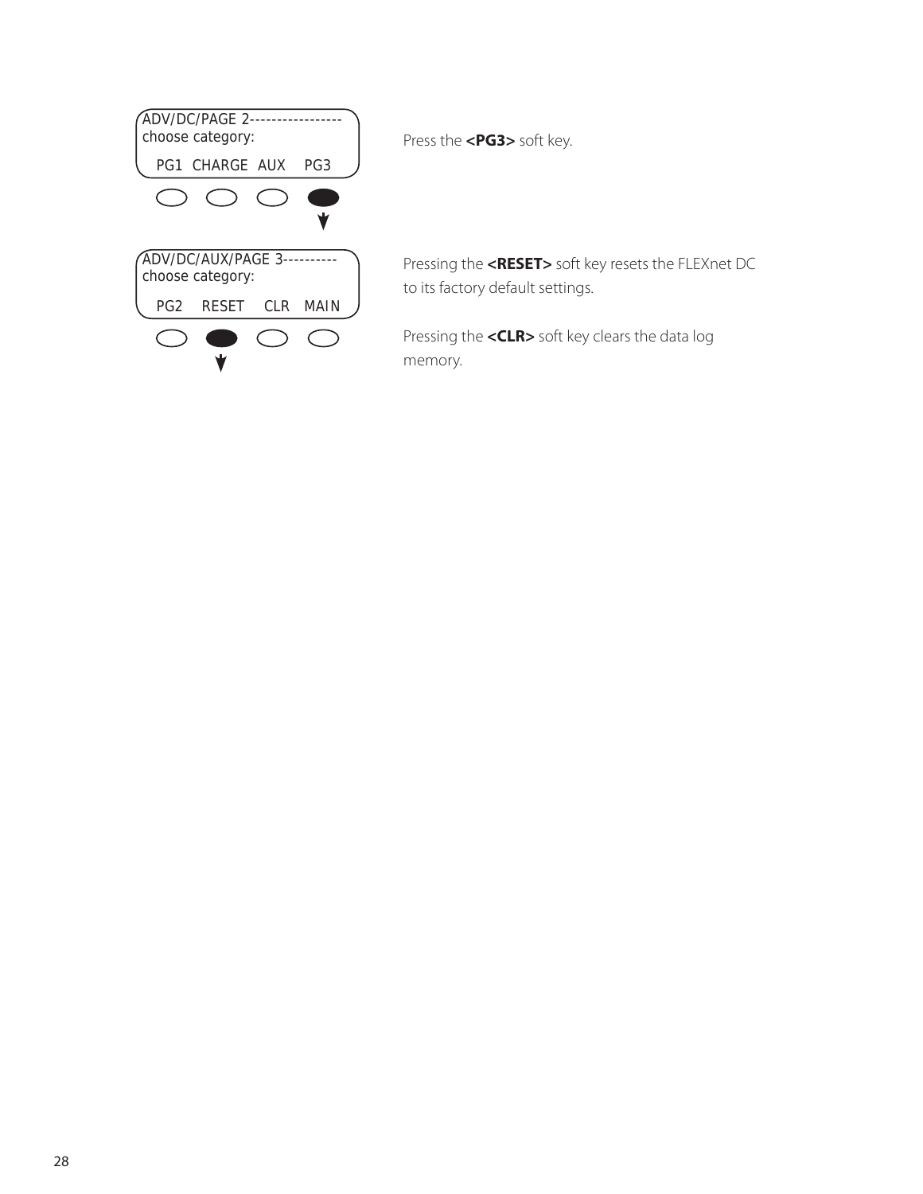```
ADV/DC/PAGE 2-----------------
choose category:
  PG1   CHARGE   AUX    PG3
```

Press the **<PG3>** soft key.

```
ADV/DC/AUX/PAGE 3----------
choose category:
  PG2    RESET    CLR   MAIN
```

Pressing the **<RESET>** soft key resets the FLEXnet DC to its factory default settings.

Pressing the **<CLR>** soft key clears the data log memory.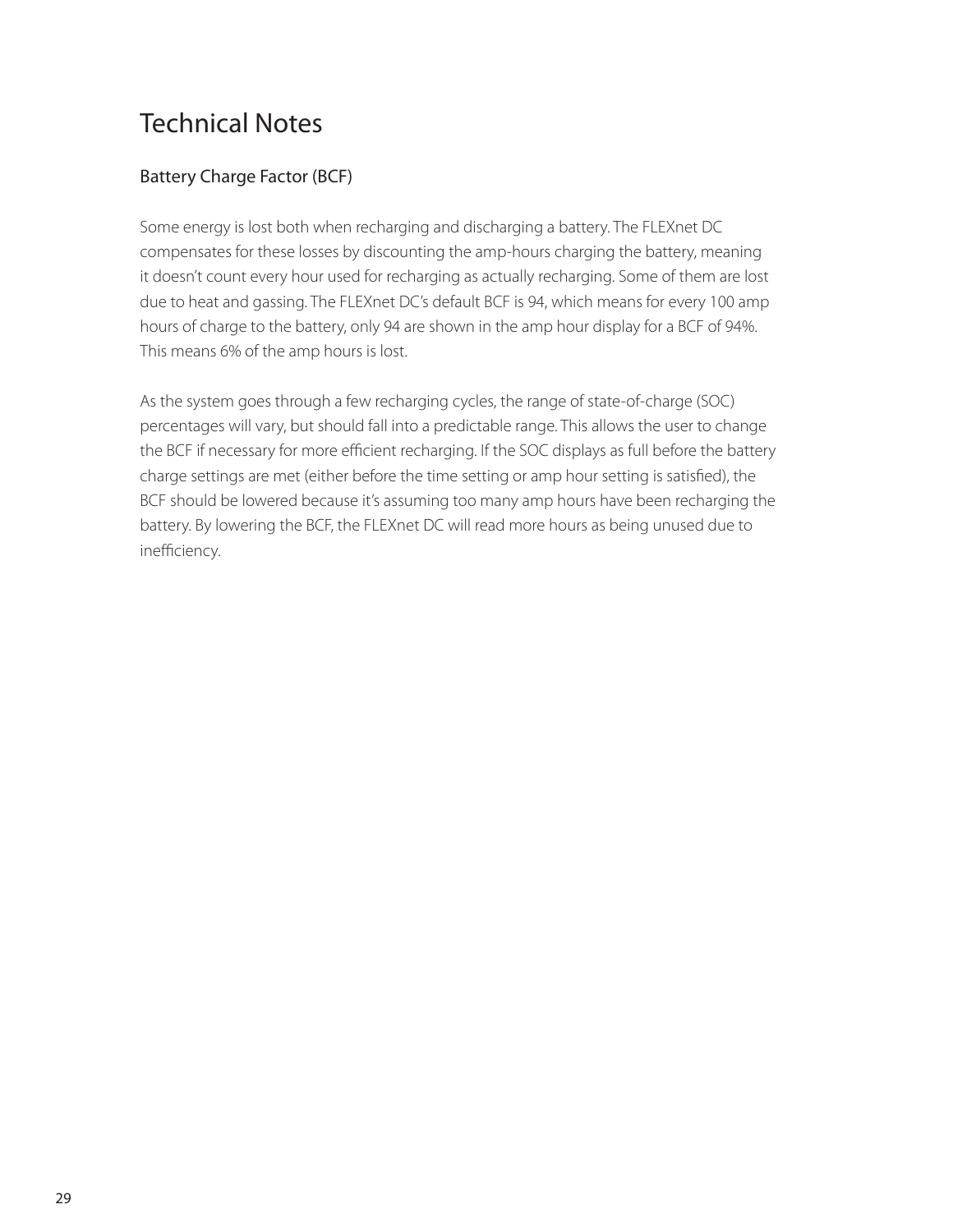# Technical Notes

## Battery Charge Factor (BCF)

Some energy is lost both when recharging and discharging a battery. The FLEXnet DC compensates for these losses by discounting the amp-hours charging the battery, meaning it doesn't count every hour used for recharging as actually recharging. Some of them are lost due to heat and gassing. The FLEXnet DC's default BCF is 94, which means for every 100 amp hours of charge to the battery, only 94 are shown in the amp hour display for a BCF of 94%. This means 6% of the amp hours is lost.

As the system goes through a few recharging cycles, the range of state-of-charge (SOC) percentages will vary, but should fall into a predictable range. This allows the user to change the BCF if necessary for more efficient recharging. If the SOC displays as full before the battery charge settings are met (either before the time setting or amp hour setting is satisfied), the BCF should be lowered because it's assuming too many amp hours have been recharging the battery. By lowering the BCF, the FLEXnet DC will read more hours as being unused due to inefficiency.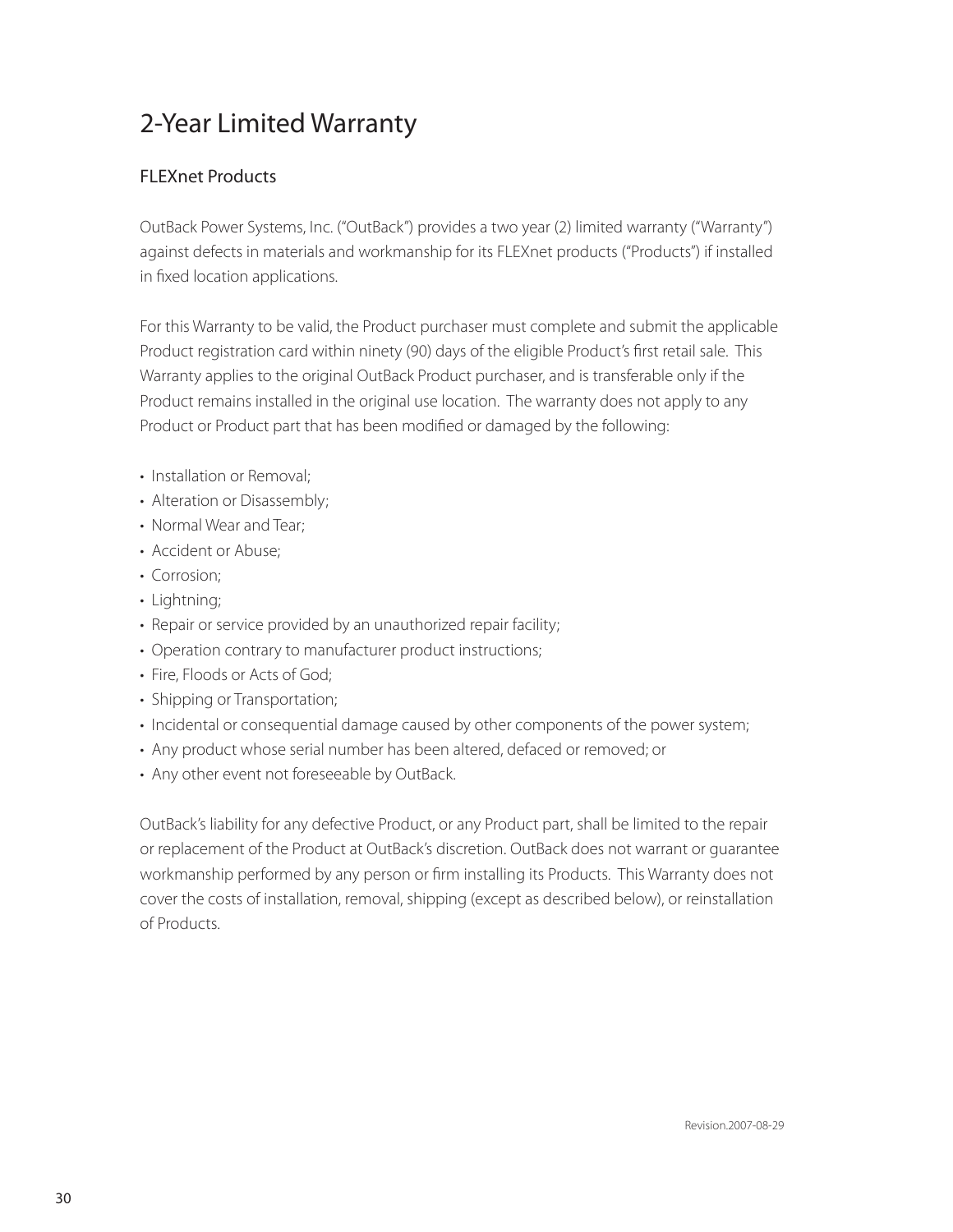# 2-Year Limited Warranty

## FLEXnet Products

OutBack Power Systems, Inc. ("OutBack") provides a two year (2) limited warranty ("Warranty") against defects in materials and workmanship for its FLEXnet products ("Products") if installed in fixed location applications.

For this Warranty to be valid, the Product purchaser must complete and submit the applicable Product registration card within ninety (90) days of the eligible Product's first retail sale. This Warranty applies to the original OutBack Product purchaser, and is transferable only if the Product remains installed in the original use location. The warranty does not apply to any Product or Product part that has been modified or damaged by the following:

- Installation or Removal;
- Alteration or Disassembly;
- Normal Wear and Tear;
- Accident or Abuse;
- Corrosion;
- Lightning;
- Repair or service provided by an unauthorized repair facility;
- Operation contrary to manufacturer product instructions;
- Fire, Floods or Acts of God;
- Shipping or Transportation;
- Incidental or consequential damage caused by other components of the power system;
- Any product whose serial number has been altered, defaced or removed; or
- Any other event not foreseeable by OutBack.

OutBack's liability for any defective Product, or any Product part, shall be limited to the repair or replacement of the Product at OutBack's discretion. OutBack does not warrant or guarantee workmanship performed by any person or firm installing its Products. This Warranty does not cover the costs of installation, removal, shipping (except as described below), or reinstallation of Products.

Revision.2007-08-29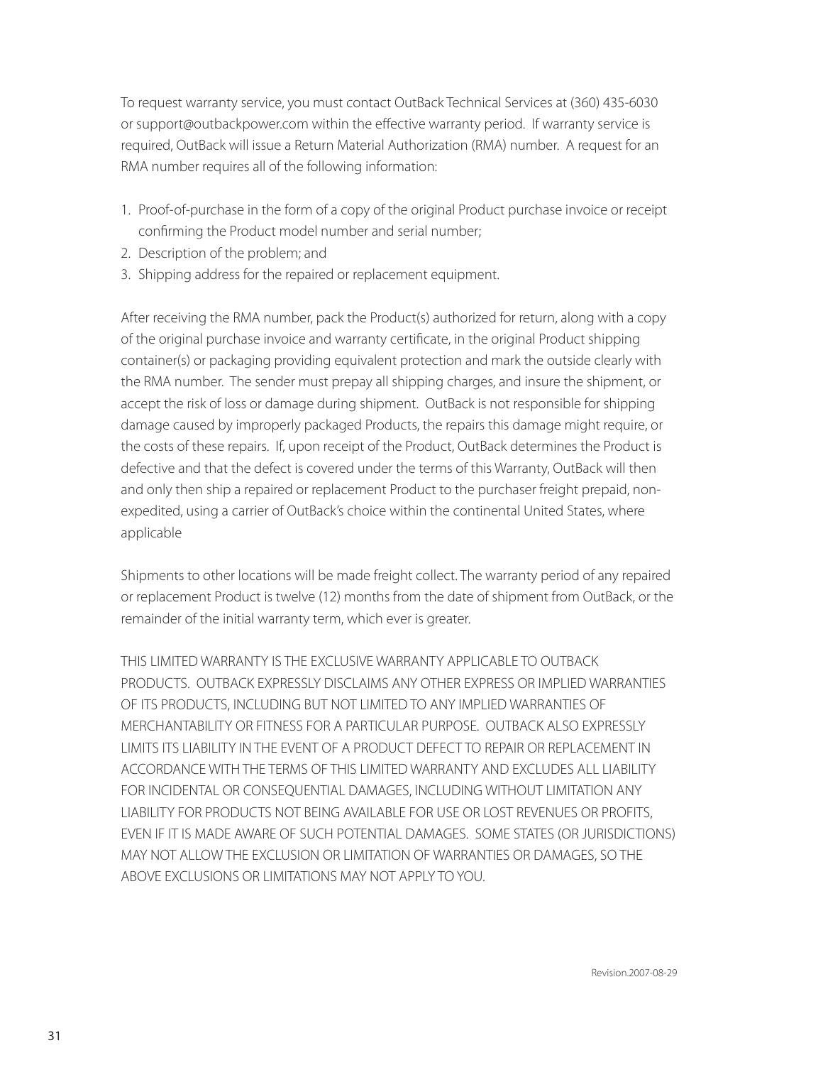To request warranty service, you must contact OutBack Technical Services at (360) 435-6030 or support@outbackpower.com within the effective warranty period. If warranty service is required, OutBack will issue a Return Material Authorization (RMA) number. A request for an RMA number requires all of the following information:

1. Proof-of-purchase in the form of a copy of the original Product purchase invoice or receipt confirming the Product model number and serial number;
2. Description of the problem; and
3. Shipping address for the repaired or replacement equipment.

After receiving the RMA number, pack the Product(s) authorized for return, along with a copy of the original purchase invoice and warranty certificate, in the original Product shipping container(s) or packaging providing equivalent protection and mark the outside clearly with the RMA number. The sender must prepay all shipping charges, and insure the shipment, or accept the risk of loss or damage during shipment. OutBack is not responsible for shipping damage caused by improperly packaged Products, the repairs this damage might require, or the costs of these repairs. If, upon receipt of the Product, OutBack determines the Product is defective and that the defect is covered under the terms of this Warranty, OutBack will then and only then ship a repaired or replacement Product to the purchaser freight prepaid, non-expedited, using a carrier of OutBack's choice within the continental United States, where applicable

Shipments to other locations will be made freight collect. The warranty period of any repaired or replacement Product is twelve (12) months from the date of shipment from OutBack, or the remainder of the initial warranty term, which ever is greater.

THIS LIMITED WARRANTY IS THE EXCLUSIVE WARRANTY APPLICABLE TO OUTBACK PRODUCTS. OUTBACK EXPRESSLY DISCLAIMS ANY OTHER EXPRESS OR IMPLIED WARRANTIES OF ITS PRODUCTS, INCLUDING BUT NOT LIMITED TO ANY IMPLIED WARRANTIES OF MERCHANTABILITY OR FITNESS FOR A PARTICULAR PURPOSE. OUTBACK ALSO EXPRESSLY LIMITS ITS LIABILITY IN THE EVENT OF A PRODUCT DEFECT TO REPAIR OR REPLACEMENT IN ACCORDANCE WITH THE TERMS OF THIS LIMITED WARRANTY AND EXCLUDES ALL LIABILITY FOR INCIDENTAL OR CONSEQUENTIAL DAMAGES, INCLUDING WITHOUT LIMITATION ANY LIABILITY FOR PRODUCTS NOT BEING AVAILABLE FOR USE OR LOST REVENUES OR PROFITS, EVEN IF IT IS MADE AWARE OF SUCH POTENTIAL DAMAGES. SOME STATES (OR JURISDICTIONS) MAY NOT ALLOW THE EXCLUSION OR LIMITATION OF WARRANTIES OR DAMAGES, SO THE ABOVE EXCLUSIONS OR LIMITATIONS MAY NOT APPLY TO YOU.

Revision.2007-08-29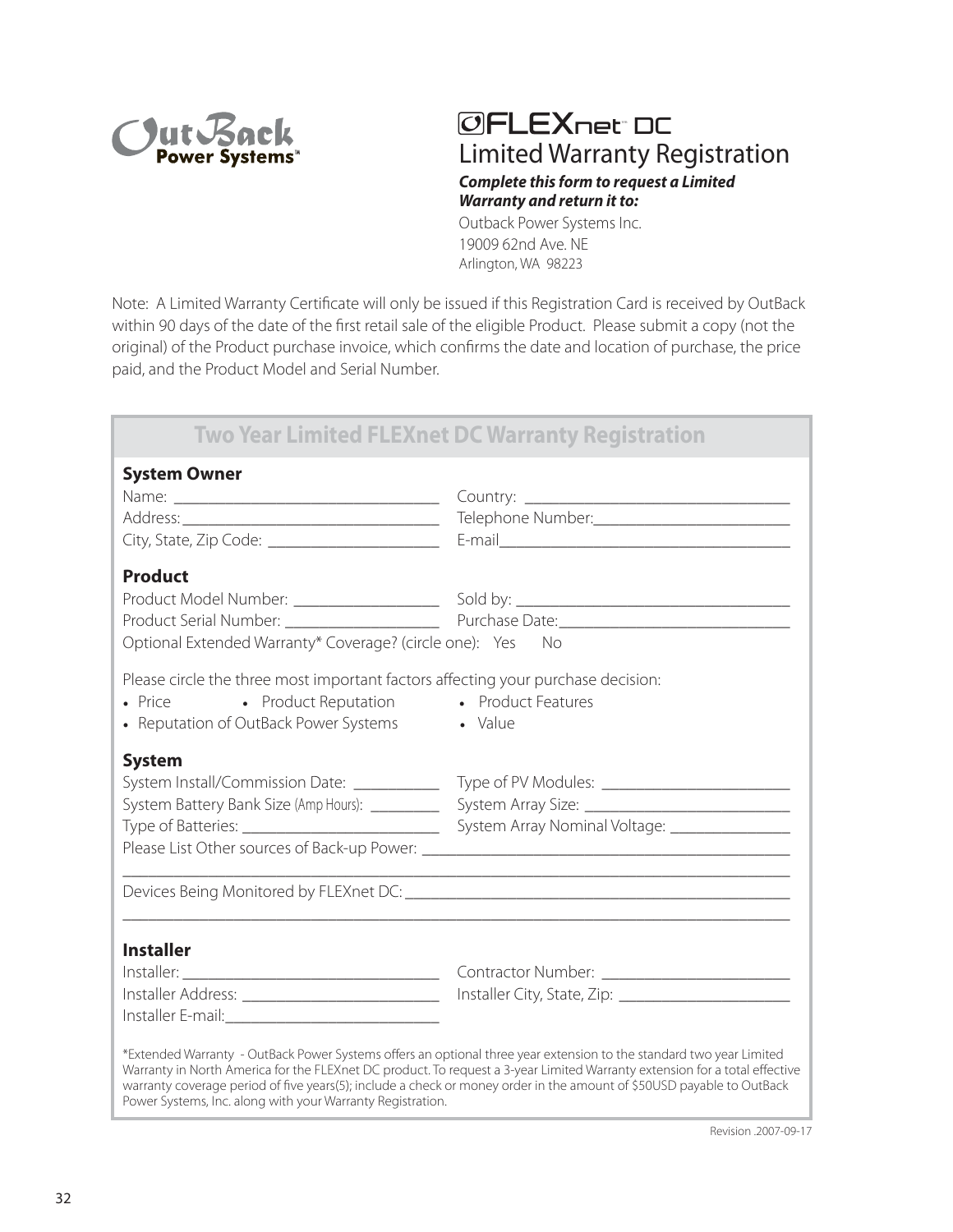OutBack Power Systems

# FLEXnet DC Limited Warranty Registration

***Complete this form to request a Limited Warranty and return it to:***

Outback Power Systems Inc.
19009 62nd Ave. NE
Arlington, WA 98223

Note: A Limited Warranty Certificate will only be issued if this Registration Card is received by OutBack within 90 days of the date of the first retail sale of the eligible Product. Please submit a copy (not the original) of the Product purchase invoice, which confirms the date and location of purchase, the price paid, and the Product Model and Serial Number.

## Two Year Limited FLEXnet DC Warranty Registration

**System Owner**

Name: ______________________________ Country: ______________________________
Address: ______________________________ Telephone Number: ______________________________
City, State, Zip Code: ______________________________ E-mail ______________________________

**Product**

Product Model Number: ________________ Sold by: ______________________________
Product Serial Number: ________________ Purchase Date: ______________________________
Optional Extended Warranty* Coverage? (circle one): Yes No

Please circle the three most important factors affecting your purchase decision:

- Price
- Product Reputation
- Product Features
- Reputation of OutBack Power Systems
- Value

**System**

System Install/Commission Date: __________ Type of PV Modules: ______________________
System Battery Bank Size (Amp Hours): ________ System Array Size: ______________________
Type of Batteries: ______________________ System Array Nominal Voltage: ______________
Please List Other sources of Back-up Power: ____________________________________________
__________________________________________________________________________________
Devices Being Monitored by FLEXnet DC: _______________________________________________
__________________________________________________________________________________

**Installer**

Installer: ______________________________ Contractor Number: ______________________
Installer Address: ______________________ Installer City, State, Zip: ______________________
Installer E-mail: ______________________

*Extended Warranty - OutBack Power Systems offers an optional three year extension to the standard two year Limited Warranty in North America for the FLEXnet DC product. To request a 3-year Limited Warranty extension for a total effective warranty coverage period of five years(5); include a check or money order in the amount of $50USD payable to OutBack Power Systems, Inc. along with your Warranty Registration.

Revision .2007-09-17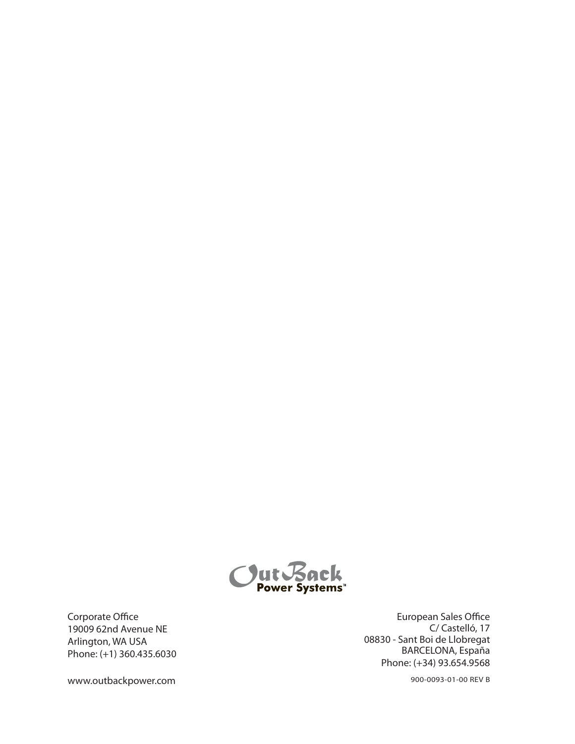OutBack Power Systems™

Corporate Office
19009 62nd Avenue NE
Arlington, WA USA
Phone: (+1) 360.435.6030

www.outbackpower.com

European Sales Office
C/ Castelló, 17
08830 - Sant Boi de Llobregat
BARCELONA, España
Phone: (+34) 93.654.9568

900-0093-01-00 REV B